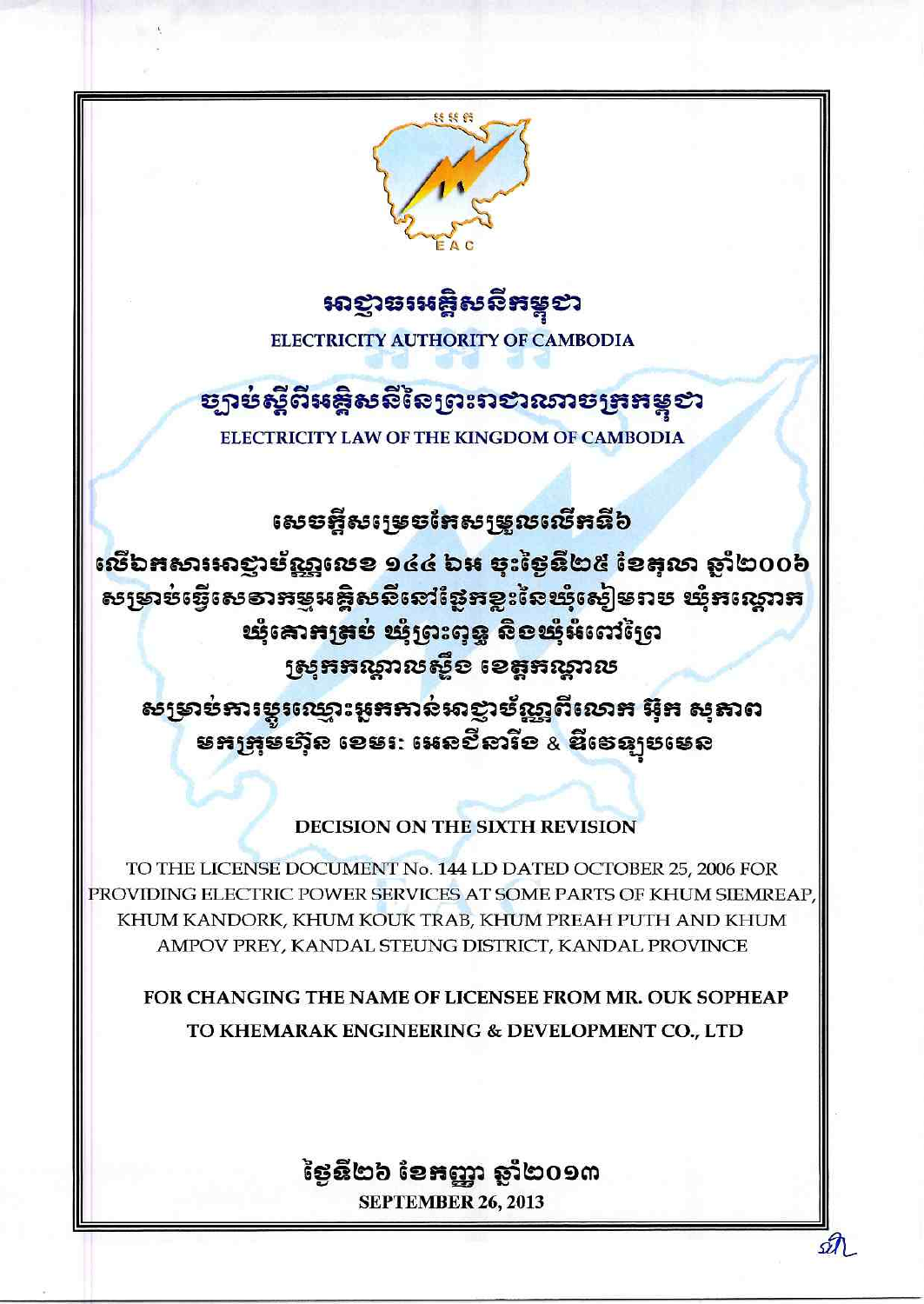EAC

# អាជ្ញាធរអគ្គិសនីកម្ពុជា

ELECTRICITY AUTHORITY OF CAMBODIA

## ច្បាប់ស្តីពីអគ្គិសនីនៃព្រះរាជាណាចក្រកម្ពុជា

ELECTRICITY LAW OF THE KINGDOM OF CAMBODIA

### សេចក្តីសម្រេចកែសម្រួលលើកទី៦

លើឯកសារអាជ្ញាប័ណ្ណលេខ ១៤៤ ឯអ ចុះថ្ងៃទី២៥ ខែតុលា ឆ្នាំ២០០៦ សម្រាប់ធ្វើសេវាកម្មអគ្គិសនីនៅផ្នែកខ្លះនៃឃុំសៀមរាប ឃុំកណ្តោក ឃុំគោកត្រប់ ឃុំព្រះពុទ្ធ និងឃុំអំពៅព្រៃ ស្រុកកណ្តាលស្ទឹង ខេត្តកណ្តាល

សម្រាប់ការប្តូរឈ្មោះអ្នកកាន់អាជ្ញាប័ណ្ណពីលោក អ៊ុក សុភាព មកក្រុមហ៊ុន ខេមរៈ អេនជីនារីង & ឌីវេឡុបមេន

**DECISION ON THE SIXTH REVISION**

TO THE LICENSE DOCUMENT No. 144 LD DATED OCTOBER 25, 2006 FOR PROVIDING ELECTRIC POWER SERVICES AT SOME PARTS OF KHUM SIEMREAP, KHUM KANDORK, KHUM KOUK TRAB, KHUM PREAH PUTH AND KHUM AMPOV PREY, KANDAL STEUNG DISTRICT, KANDAL PROVINCE

**FOR CHANGING THE NAME OF LICENSEE FROM MR. OUK SOPHEAP TO KHEMARAK ENGINEERING & DEVELOPMENT CO., LTD**

ថ្ងៃទី២៦ ខែកញ្ញា ឆ្នាំ២០១៣

**SEPTEMBER 26, 2013**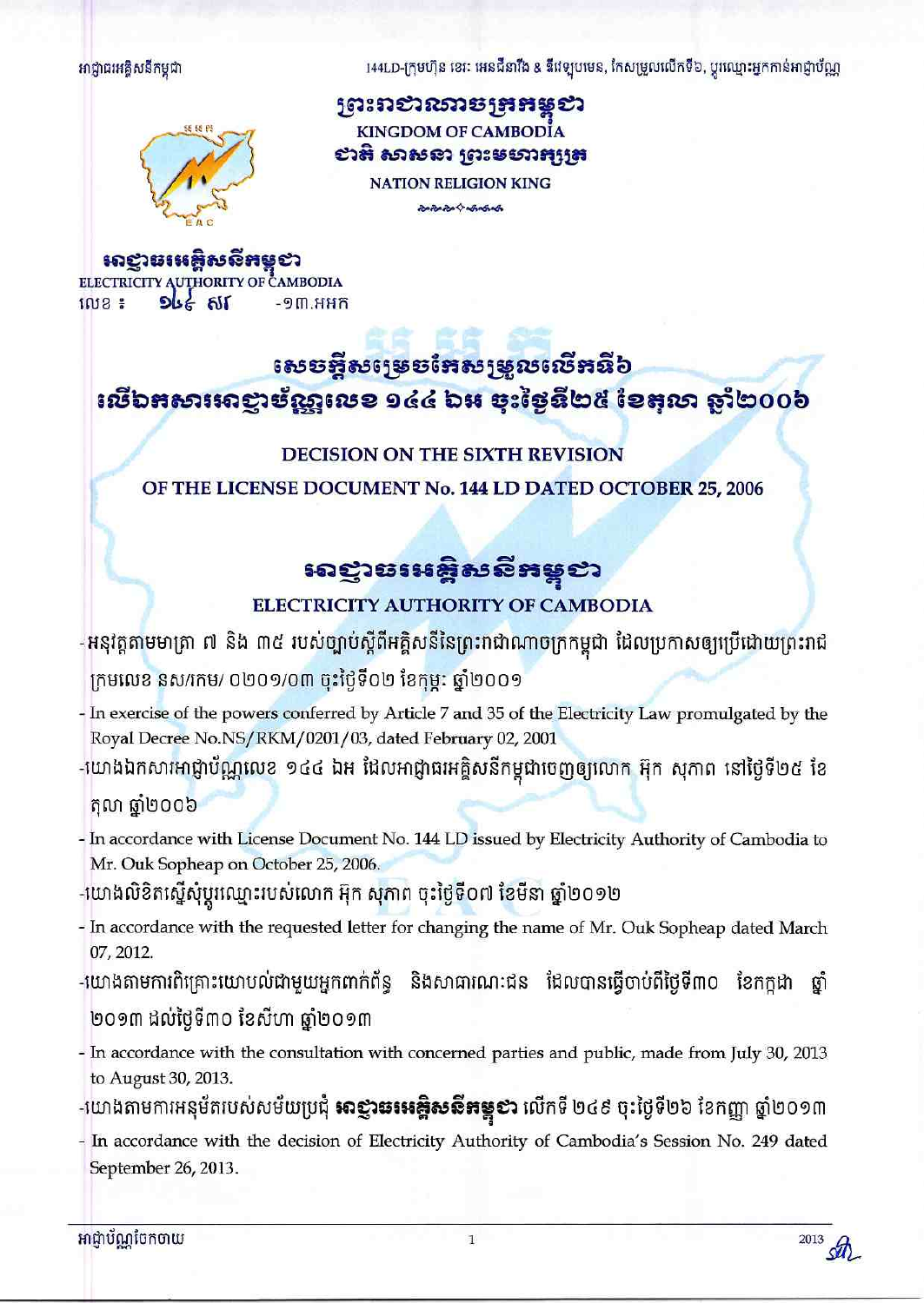ព្រះរាជាណាចក្រកម្ពុជា

KINGDOM OF CAMBODIA

ជាតិ សាសនា ព្រះមហាក្សត្រ

NATION RELIGION KING

អាជ្ញាធរអគ្គិសនីកម្ពុជា

ELECTRICITY AUTHORITY OF CAMBODIA

លេខ ៖ ១៤៤ សរ -១៣.អអក

# សេចក្តីសម្រេចកែសម្រួលលើកទី៦ លើឯកសារអាជ្ញាប័ណ្ណលេខ ១៤៤ ឯអ ចុះថ្ងៃទី២៥ ខែតុលា ឆ្នាំ២០០៦

# DECISION ON THE SIXTH REVISION OF THE LICENSE DOCUMENT No. 144 LD DATED OCTOBER 25, 2006

## អាជ្ញាធរអគ្គិសនីកម្ពុជា

## ELECTRICITY AUTHORITY OF CAMBODIA

-អនុវត្តតាមមាត្រា ៧ និង ៣៥ របស់ច្បាប់ស្តីពីអគ្គិសនីនៃព្រះរាជាណាចក្រកម្ពុជា ដែលប្រកាសឲ្យប្រើដោយព្រះរាជក្រមលេខ នស/រកម/ ០២០១/០៣ ចុះថ្ងៃទី០២ ខែកុម្ភៈ ឆ្នាំ២០០១

- In exercise of the powers conferred by Article 7 and 35 of the Electricity Law promulgated by the Royal Decree No.NS/RKM/0201/03, dated February 02, 2001

-យោងឯកសារអាជ្ញាប័ណ្ណលេខ ១៤៤ ឯអ ដែលអាជ្ញាធរអគ្គិសនីកម្ពុជាចេញឲ្យលោក អ៊ុក សុភាព នៅថ្ងៃទី២៥ ខែតុលា ឆ្នាំ២០០៦

- In accordance with License Document No. 144 LD issued by Electricity Authority of Cambodia to Mr. Ouk Sopheap on October 25, 2006.

-យោងលិខិតស្នើសុំប្តូរឈ្មោះរបស់លោក អ៊ុក សុភាព ចុះថ្ងៃទី០៧ ខែមីនា ឆ្នាំ២០១២

- In accordance with the requested letter for changing the name of Mr. Ouk Sopheap dated March 07, 2012.

-យោងតាមការពិគ្រោះយោបល់ជាមួយអ្នកពាក់ព័ន្ធ និងសាធារណៈជន ដែលបានធ្វើចាប់ពីថ្ងៃទី៣០ ខែកក្កដា ឆ្នាំ២០១៣ ដល់ថ្ងៃទី៣០ ខែសីហា ឆ្នាំ២០១៣

- In accordance with the consultation with concerned parties and public, made from July 30, 2013 to August 30, 2013.

-យោងតាមការអនុម័តរបស់សម័យប្រជុំ **អាជ្ញាធរអគ្គិសនីកម្ពុជា** លើកទី ២៤៩ ចុះថ្ងៃទី២៦ ខែកញ្ញា ឆ្នាំ២០១៣

- In accordance with the decision of Electricity Authority of Cambodia's Session No. 249 dated September 26, 2013.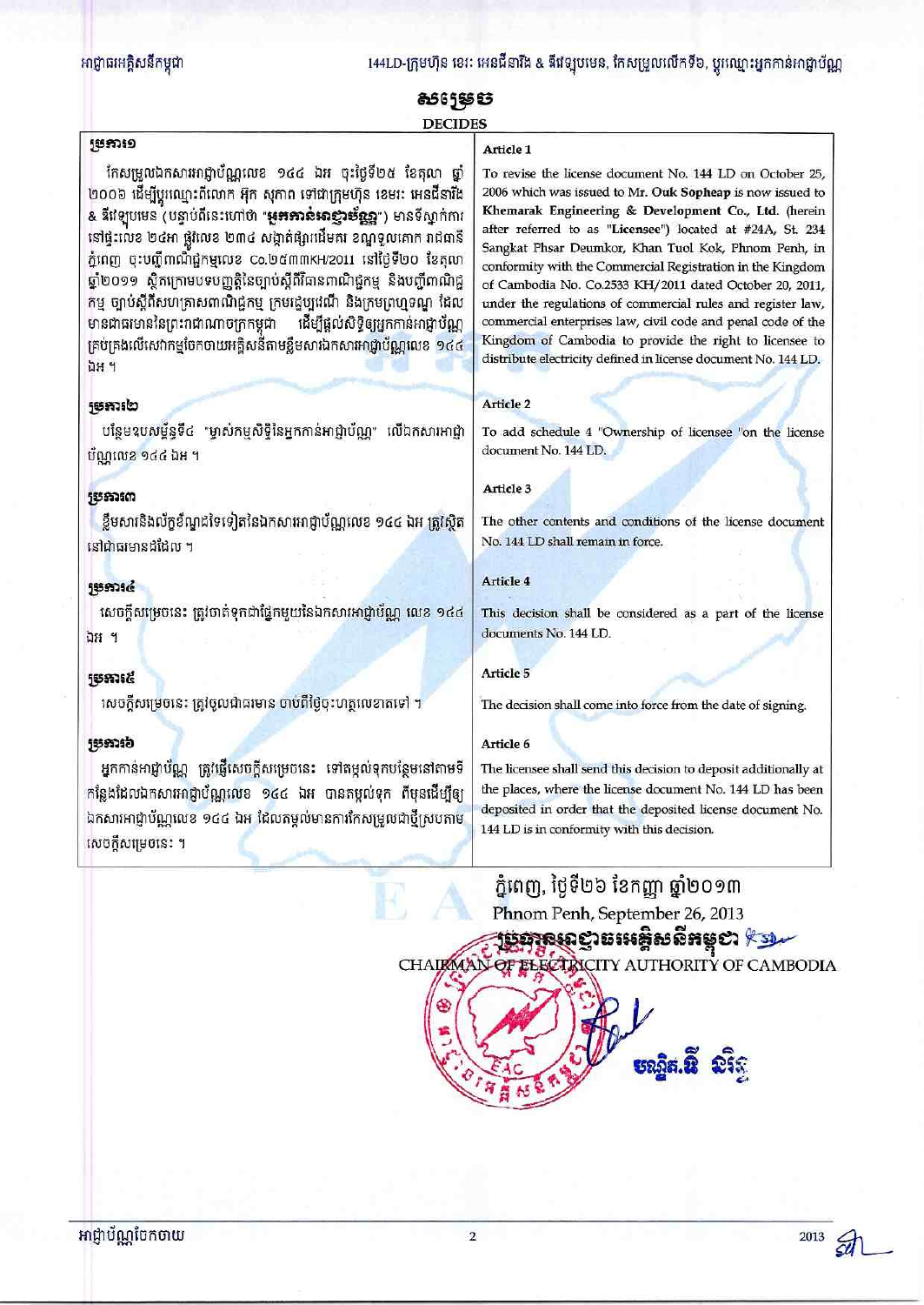# សម្រេច

**DECIDES**

## ប្រការ១

កែសម្រួលឯកសារអាជ្ញាប័ណ្ណលេខ ១៤៤ ឯអ ចុះថ្ងៃទី២៥ ខែតុលា ឆ្នាំ ២០០៦ ដើម្បីប្តូរឈ្មោះពីលោក អ៊ុក សុភាព ទៅជាក្រុមហ៊ុន ខេមរៈ អេនជីនារីង & ឌីវេឡុបមេន (បន្ទាប់ពីនេះហៅថា "**អ្នកកាន់អាជ្ញាប័ណ្ណ**") មានទីស្នាក់ការនៅផ្ទះលេខ ២៤អា ផ្លូវលេខ ២៣៤ សង្កាត់ផ្សារដើមគរ ខណ្ឌទួលគោក រាជធានីភ្នំពេញ ចុះបញ្ជីពាណិជ្ជកម្មលេខ Co.២៥៣៣KH/2011 នៅថ្ងៃទី២០ ខែតុលា ឆ្នាំ២០១១ ស្ថិតក្រោមបទបញ្ញត្តិនៃច្បាប់ស្តីពីវិធានពាណិជ្ជកម្ម និងបញ្ជីពាណិជ្ជកម្ម ច្បាប់ស្តីពីសហគ្រាសពាណិជ្ជកម្ម ក្រមរដ្ឋប្បវេណី និងក្រមព្រហ្មទណ្ឌ ដែលមានជាធរមាននៃព្រះរាជាណាចក្រកម្ពុជា ដើម្បីផ្តល់សិទ្ធិឲ្យអ្នកកាន់អាជ្ញាប័ណ្ណគ្រប់គ្រងលើសេវាកម្មចែកចាយអគ្គិសនីតាមខ្លឹមសារឯកសារអាជ្ញាប័ណ្ណលេខ ១៤៤ ឯអ ។

## Article 1

To revise the license document No. 144 LD on October 25, 2006 which was issued to Mr. **Ouk Sopheap** is now issued to **Khemarak Engineering & Development Co., Ltd.** (herein after referred to as "**Licensee**") located at #24A, St. 234 Sangkat Phsar Deumkor, Khan Tuol Kok, Phnom Penh, in conformity with the Commercial Registration in the Kingdom of Cambodia No. Co.2533 KH/2011 dated October 20, 2011, under the regulations of commercial rules and register law, commercial enterprises law, civil code and penal code of the Kingdom of Cambodia to provide the right to licensee to distribute electricity defined in license document No. 144 LD.

## ប្រការ២

បន្ថែមឧបសម្ព័ន្ធទី៤ "ម្ចាស់កម្មសិទ្ធិនៃអ្នកកាន់អាជ្ញាប័ណ្ណ" លើឯកសារអាជ្ញាប័ណ្ណលេខ ១៤៤ ឯអ ។

## Article 2

To add schedule 4 "Ownership of licensee "on the license document No. 144 LD.

## ប្រការ៣

ខ្លឹមសារនិងល័ក្ខខ័ណ្ឌដទៃទៀតនៃឯកសារអាជ្ញាប័ណ្ណលេខ ១៤៤ ឯអ ត្រូវស្ថិតនៅជាធរមានដដែល ។

## Article 3

The other contents and conditions of the license document No. 144 LD shall remain in force.

## ប្រការ៤

សេចក្តីសម្រេចនេះ ត្រូវចាត់ទុកជាផ្នែកមួយនៃឯកសារអាជ្ញាប័ណ្ណ លេខ ១៤៤ ឯអ ។

## Article 4

This decision shall be considered as a part of the license documents No. 144 LD.

## ប្រការ៥

សេចក្តីសម្រេចនេះ ត្រូវចូលជាធរមាន ចាប់ពីថ្ងៃចុះហត្ថលេខាតទៅ ។

## Article 5

The decision shall come into force from the date of signing.

## ប្រការ៦

អ្នកកាន់អាជ្ញាប័ណ្ណ ត្រូវផ្ញើសេចក្តីសម្រេចនេះ ទៅតម្កល់ទុកបន្ថែមនៅតាមទីកន្លែងដែលឯកសារអាជ្ញាប័ណ្ណលេខ ១៤៤ ឯអ បានតម្កល់ទុក គឺមុនដើម្បីឲ្យឯកសារអាជ្ញាប័ណ្ណលេខ ១៤៤ ឯអ ដែលតម្កល់មានការកែសម្រួលជាថ្មីស្របតាមសេចក្តីសម្រេចនេះ ។

## Article 6

The licensee shall send this decision to deposit additionally at the places, where the license document No. 144 LD has been deposited in order that the deposited license document No. 144 LD is in conformity with this decision.

ភ្នំពេញ, ថ្ងៃទី២៦ ខែកញ្ញា ឆ្នាំ២០១៣

Phnom Penh, September 26, 2013

**ប្រធានអាជ្ញាធរអគ្គិសនីកម្ពុជា**

CHAIRMAN OF ELECTRICITY AUTHORITY OF CAMBODIA

**ឃុន្ទិត.ឆី ឆិរិទ្ធ**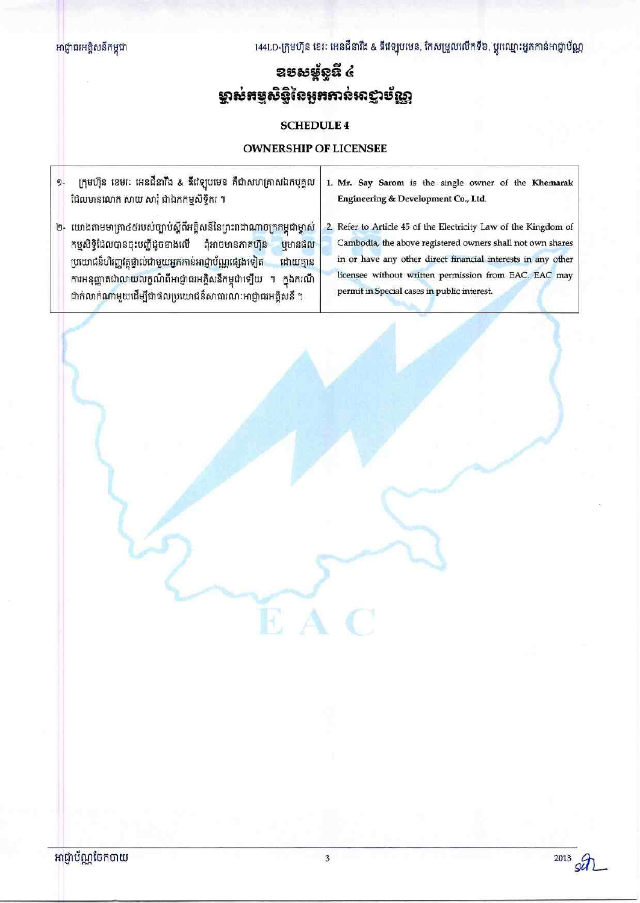# ឧបសម្ព័ន្ធទី ៤

# ម្ចាស់កម្មសិទ្ធិនៃអ្នកកាន់អាជ្ញាប័ណ្ណ

**SCHEDULE 4**

**OWNERSHIP OF LICENSEE**

| | |
|---|---|
| ១- ក្រុមហ៊ុន ខេមរៈ អេនជីនារីង & ឌីវេឡុបមេន គឺជាសហគ្រាសឯកបុគ្គល ដែលមានលោក សាយ សារុំ ជាឯកកម្មសិទ្ធិករ ។ | 1. **Mr. Say Sarom** is the single owner of the **Khemarak Engineering & Development Co., Ltd.** |
| ២- យោងតាមមាត្រា៤៥របស់ច្បាប់ស្តីពីអគ្គិសនីនៃព្រះរាជាណាចក្រកម្ពុជាម្ចាស់កម្មសិទ្ធិដែលបានចុះបញ្ជីដូចខាងលើ ពុំអាចមានភាគហ៊ុន ឬមានផលប្រយោជន៍ហិរញ្ញវត្ថុផ្ទាល់ជាមួយអ្នកកាន់អាជ្ញាប័ណ្ណផ្សេងទៀត ដោយគ្មានការអនុញ្ញាតជាលាយលក្ខណ៍ពីអាជ្ញាធរអគ្គិសនីកម្ពុជាឡើយ ។ ក្នុងករណីជាក់លាក់ណាមួយដើម្បីជាផលប្រយោជន៍សាធារណៈអាជ្ញាធរអគ្គិសនី ។ | 2. Refer to Article 45 of the Electricity Law of the Kingdom of Cambodia, the above registered owners shall not own shares in or have any other direct financial interests in any other licensee without written permission from EAC. EAC may permit in Special cases in public interest. |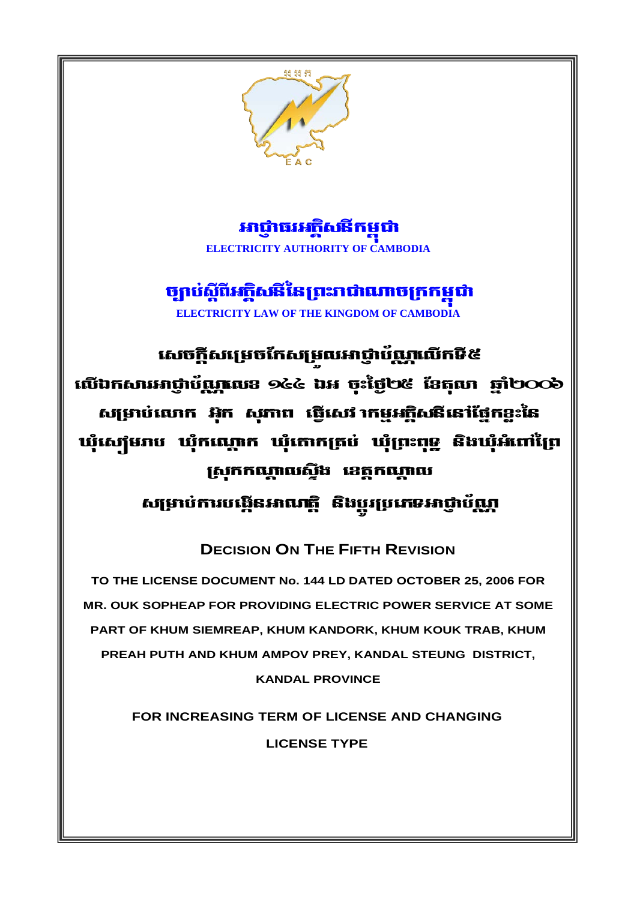# អាជ្ញាធរអគ្គិសនីកម្ពុជា

**ELECTRICITY AUTHORITY OF CAMBODIA**

## ច្បាប់ស្តីពីអគ្គិសនីនៃព្រះរាជាណាចក្រកម្ពុជា

**ELECTRICITY LAW OF THE KINGDOM OF CAMBODIA**

## សេចក្តីសម្រេចកែសម្រួលអាជ្ញាប័ណ្ណលើកទី៥ លើឯកសារអាជ្ញាប័ណ្ណលេខ ១៤៤ ឯអ ចុះថ្ងៃ២៥ ខែតុលា ឆ្នាំ២០០៦ សម្រាប់លោក អ៊ុក សុភាព ផ្ទើសេវាកម្មអគ្គិសនីនៅផ្នែកខ្លះនៃ ឃុំសៀមរាប ឃុំកណ្តោក ឃុំគោកត្រប់ ឃុំព្រះពុទ្ធ និងឃុំអំពៅព្រៃ ស្រុកកណ្តាលស្ទឹង ខេត្តកណ្តាល សម្រាប់ការបង្កើនអាណត្តិ និងប្តូរប្រភេទអាជ្ញាប័ណ្ណ

**DECISION ON THE FIFTH REVISION**

**TO THE LICENSE DOCUMENT No. 144 LD DATED OCTOBER 25, 2006 FOR MR. OUK SOPHEAP FOR PROVIDING ELECTRIC POWER SERVICE AT SOME PART OF KHUM SIEMREAP, KHUM KANDORK, KHUM KOUK TRAB, KHUM PREAH PUTH AND KHUM AMPOV PREY, KANDAL STEUNG DISTRICT, KANDAL PROVINCE**

**FOR INCREASING TERM OF LICENSE AND CHANGING LICENSE TYPE**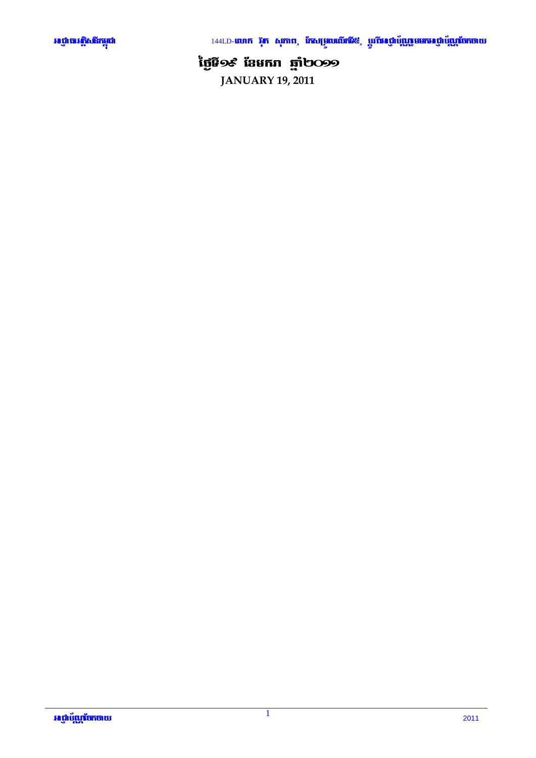# ថ្ងៃទី១៩ ខែមករា ឆ្នាំ២០១១

**JANUARY 19, 2011**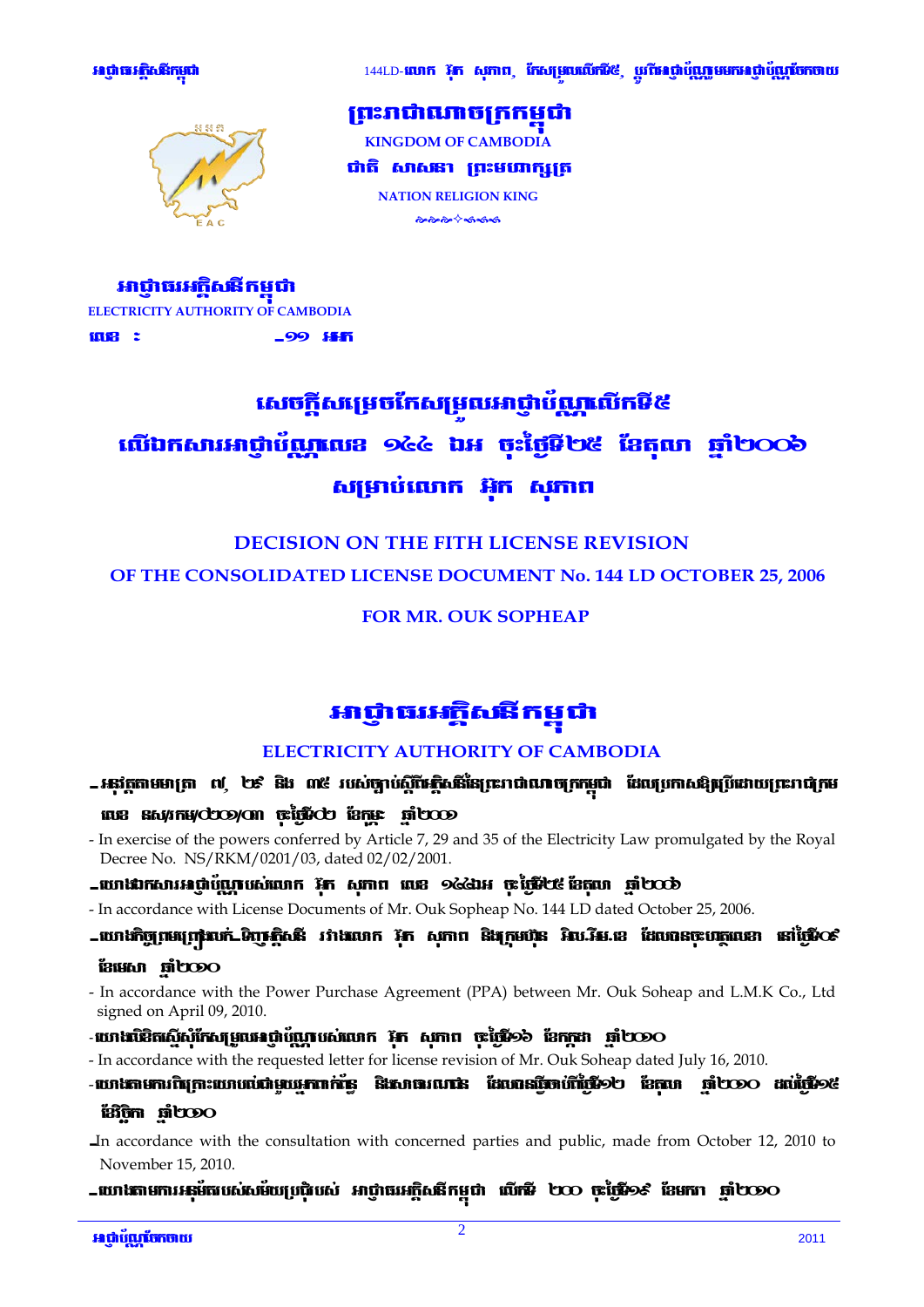ព្រះរាជាណាចក្រកម្ពុជា

KINGDOM OF CAMBODIA

ជាតិ សាសនា ព្រះមហាក្សត្រ

NATION RELIGION KING

អាជ្ញាធរអគ្គិសនីកម្ពុជា

ELECTRICITY AUTHORITY OF CAMBODIA

លេខ : _១១ អអក

# សេចក្តីសម្រេចកែសម្រួលអាជ្ញាប័ណ្ណលើកទី៥ លើឯកសារអាជ្ញាប័ណ្ណលេខ ១៤៤ ឯអ ចុះថ្ងៃទី២៥ ខែតុលា ឆ្នាំ២០០៦ សម្រាប់លោក អ៊ុក សុភាព

## DECISION ON THE FITH LICENSE REVISION OF THE CONSOLIDATED LICENSE DOCUMENT No. 144 LD OCTOBER 25, 2006 FOR MR. OUK SOPHEAP

# អាជ្ញាធរអគ្គិសនីកម្ពុជា

## ELECTRICITY AUTHORITY OF CAMBODIA

- អនុវត្តតាមមាត្រា ៧, ២៩ និង ៣៥ របស់ច្បាប់ស្តីពីអគ្គិសនីនៃព្រះរាជាណាចក្រកម្ពុជា ដែលប្រកាសឱ្យប្រើដោយព្រះរាជក្រម លេខ នស/រកម/០២០១/០៣ ចុះថ្ងៃទី០២ ខែកុម្ភៈ ឆ្នាំ២០០១

- In exercise of the powers conferred by Article 7, 29 and 35 of the Electricity Law promulgated by the Royal Decree No. NS/RKM/0201/03, dated 02/02/2001.

- យោងឯកសារអាជ្ញាប័ណ្ណរបស់លោក អ៊ុក សុភាព លេខ ១៤៤ឯអ ចុះថ្ងៃទី២៥ ខែតុលា ឆ្នាំ២០០៦

- In accordance with License Documents of Mr. Ouk Sopheap No. 144 LD dated October 25, 2006.

- យោងកិច្ចព្រមព្រៀងលក់-ទិញអគ្គិសនី រវាងលោក អ៊ុក សុភាព និងក្រុមហ៊ុន អិល.អឹម.ខេ ដែលបានចុះហត្ថលេខា នៅថ្ងៃទី០៩ ខែមេសា ឆ្នាំ២០១០

- In accordance with the Power Purchase Agreement (PPA) between Mr. Ouk Soheap and L.M.K Co., Ltd signed on April 09, 2010.

- យោងលិខិតស្នើសុំកែសម្រួលអាជ្ញាប័ណ្ណរបស់លោក អ៊ុក សុភាព ចុះថ្ងៃទី១៦ ខែកក្កដា ឆ្នាំ២០១០

- In accordance with the requested letter for license revision of Mr. Ouk Soheap dated July 16, 2010.

- យោងតាមការពិគ្រោះយោបល់ជាមួយអ្នកពាក់ព័ន្ធ និងសាធារណជន ដែលបានធ្វើចាប់ពីថ្ងៃទី១២ ខែតុលា ឆ្នាំ២០១០ ដល់ថ្ងៃទី១៥ ខែវិច្ឆិកា ឆ្នាំ២០១០

- In accordance with the consultation with concerned parties and public, made from October 12, 2010 to November 15, 2010.

- យោងតាមការអនុម័តរបស់សម័យប្រជុំរបស់ អាជ្ញាធរអគ្គិសនីកម្ពុជា លើកទី ២០០ ចុះថ្ងៃទី១៩ ខែមករា ឆ្នាំ២០១០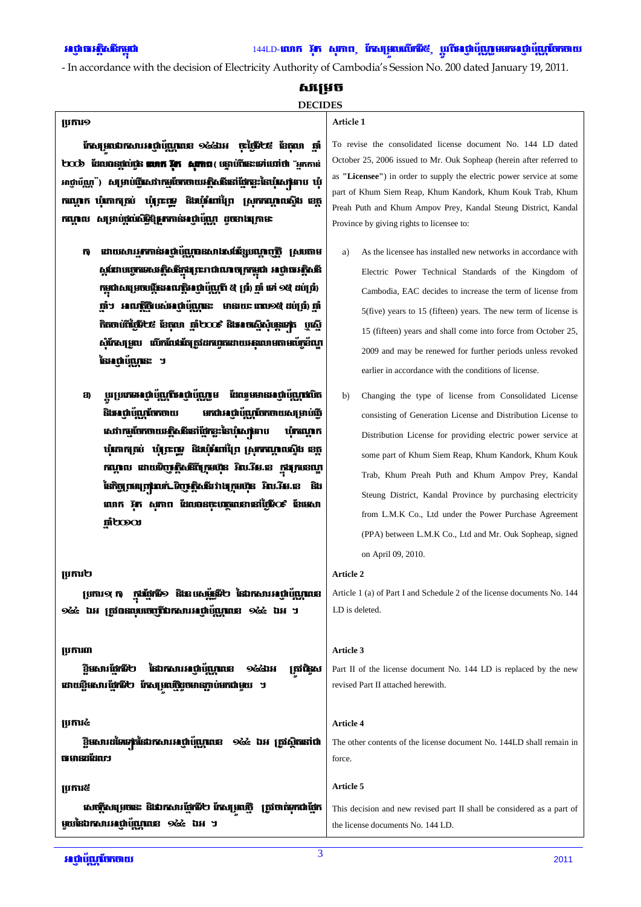- In accordance with the decision of Electricity Authority of Cambodia's Session No. 200 dated January 19, 2011.

# សម្រេច

# DECIDES

| ប្រការ១ | Article 1 |
|---|---|
| កែសម្រួលឯកសារអាជ្ញាប័ណ្ណលេខ ១៤៤អអ ចុះថ្ងៃទី២៥ ខែតុលា ឆ្នាំ ២០០៦ ដែលបានផ្តល់ជូន **លោក អ៊ុក សុភាព** ( បន្ទាប់ពីនេះទៅហៅថា "អ្នកកាន់អាជ្ញាប័ណ្ណ" ) សម្រាប់ផ្គត់ផ្គង់សេវាកម្មចែកចាយអគ្គិសនីនៅផ្នែកខ្លះនៃឃុំសៀមរាប ឃុំកណ្តោក ឃុំគោកត្រប់ ឃុំព្រែកពួ និងឃុំអំពៅព្រៃ ស្រុកកណ្តាលស្ទឹង ខេត្តកណ្តាល សម្រាប់ផ្តល់សិទ្ធិឱ្យអ្នកកាន់អាជ្ញាប័ណ្ណ ដូចខាងក្រោម៖ | To revise the consolidated license document No. 144 LD dated October 25, 2006 issued to Mr. Ouk Sopheap (herein after referred to as **"Licensee"**) in order to supply the electric power service at some part of Khum Siem Reap, Khum Kandork, Khum Kouk Trab, Khum Preah Puth and Khum Ampov Prey, Kandal Steung District, Kandal Province by giving rights to licensee to: |
| ក ដោយសារអ្នកកាន់អាជ្ញាប័ណ្ណបានសាងសង់បណ្តាញថ្មី ស្របតាមស្តង់ដាបច្ចេកទេសអគ្គិសនីនៃព្រះរាជាណាចក្រកម្ពុជា អាជ្ញាធរអគ្គិសនីកម្ពុជាសម្រេចបង្កើនរយៈពេលអាជ្ញាប័ណ្ណពី ៥ (ប្រាំ) ឆ្នាំ ទៅ ១៥ (ដប់ប្រាំ) ឆ្នាំ។ អាណត្តិថ្មីរបស់អាជ្ញាប័ណ្ណនេះ មានរយៈពេល១៥ (ដប់ប្រាំ) ឆ្នាំ គិតចាប់ពីថ្ងៃទី២៥ ខែតុលា ឆ្នាំ២០០៩ និងអាចស្នើសុំបន្តទៀត ប្រសិនបើមិនត្រូវបានលុបចោលមុនកាលកំណត់ ស្របតាមលក្ខខណ្ឌនៃអាជ្ញាប័ណ្ណនេះ ។ | a) As the licensee has installed new networks in accordance with Electric Power Technical Standards of the Kingdom of Cambodia, EAC decides to increase the term of license from 5(five) years to 15 (fifteen) years. The new term of license is 15 (fifteen) years and shall come into force from October 25, 2009 and may be renewed for further periods unless revoked earlier in accordance with the conditions of license. |
| ខ ប្តូរប្រភេទអាជ្ញាប័ណ្ណពីអាជ្ញាប័ណ្ណរួម ដែលរួមមានអាជ្ញាប័ណ្ណផលិត និងអាជ្ញាប័ណ្ណចែកចាយ មកជាអាជ្ញាប័ណ្ណចែកចាយសម្រាប់ផ្គត់ផ្គង់សេវាកម្មចែកចាយអគ្គិសនីនៅផ្នែកខ្លះនៃឃុំសៀមរាប ឃុំកណ្តោក ឃុំគោកត្រប់ ឃុំព្រែកពួ និងឃុំអំពៅព្រៃ ស្រុកកណ្តាលស្ទឹង ខេត្តកណ្តាល ដោយទិញអគ្គិសនីពីក្រុមហ៊ុន អិល.អឹម.ខេ ក្នុងក្របខណ្ឌនៃកិច្ចព្រមព្រៀងលក់-ទិញអគ្គិសនីរវាងក្រុមហ៊ុន អិល.អឹម.ខេ និងលោក អ៊ុក សុភាព ដែលបានចុះហត្ថលេខានៅថ្ងៃទី០៩ ខែមេសា ឆ្នាំ២០១០ | b) Changing the type of license from Consolidated License consisting of Generation License and Distribution License to Distribution License for providing electric power service at some part of Khum Siem Reap, Khum Kandork, Khum Kouk Trab, Khum Preah Puth and Khum Ampov Prey, Kandal Steung District, Kandal Province by purchasing electricity from L.M.K Co., Ltd under the Power Purchase Agreement (PPA) between L.M.K Co., Ltd and Mr. Ouk Sopheap, signed on April 09, 2010. |
| **ប្រការ២** | **Article 2** |
| ប្រការ១ ក ក្នុងផ្នែកទី១ និងឧបសម្ព័ន្ធទី២ នៃឯកសារអាជ្ញាប័ណ្ណលេខ ១៤៤ ឯអ ត្រូវបានលុបចេញពីឯកសារអាជ្ញាប័ណ្ណលេខ ១៤៤ ឯអ ។ | Article 1 (a) of Part I and Schedule 2 of the license documents No. 144 LD is deleted. |
| **ប្រការ៣** | **Article 3** |
| ខ្លឹមសារផ្នែកទី២ នៃឯកសារអាជ្ញាប័ណ្ណលេខ ១៤៤ឯអ ត្រូវជំនួសដោយខ្លឹមសារផ្នែកទី២ កែសម្រួលថ្មីដូចមានភ្ជាប់មកជាមួយ ។ | Part II of the license document No. 144 LD is replaced by the new revised Part II attached herewith. |
| **ប្រការ៤** | **Article 4** |
| ខ្លឹមសារដទៃទៀតនៃឯកសារអាជ្ញាប័ណ្ណលេខ ១៤៤ ឯអ ត្រូវស្ថិតនៅជាធរមានដដែល។ | The other contents of the license document No. 144LD shall remain in force. |
| **ប្រការ៥** | **Article 5** |
| សេចក្តីសម្រេចនេះ និងឯកសារផ្នែកទី២ កែសម្រួលថ្មី ត្រូវចាត់ទុកជាផ្នែកមួយនៃឯកសារអាជ្ញាប័ណ្ណលេខ ១៤៤ ឯអ ។ | This decision and new revised part II shall be considered as a part of the license documents No. 144 LD. |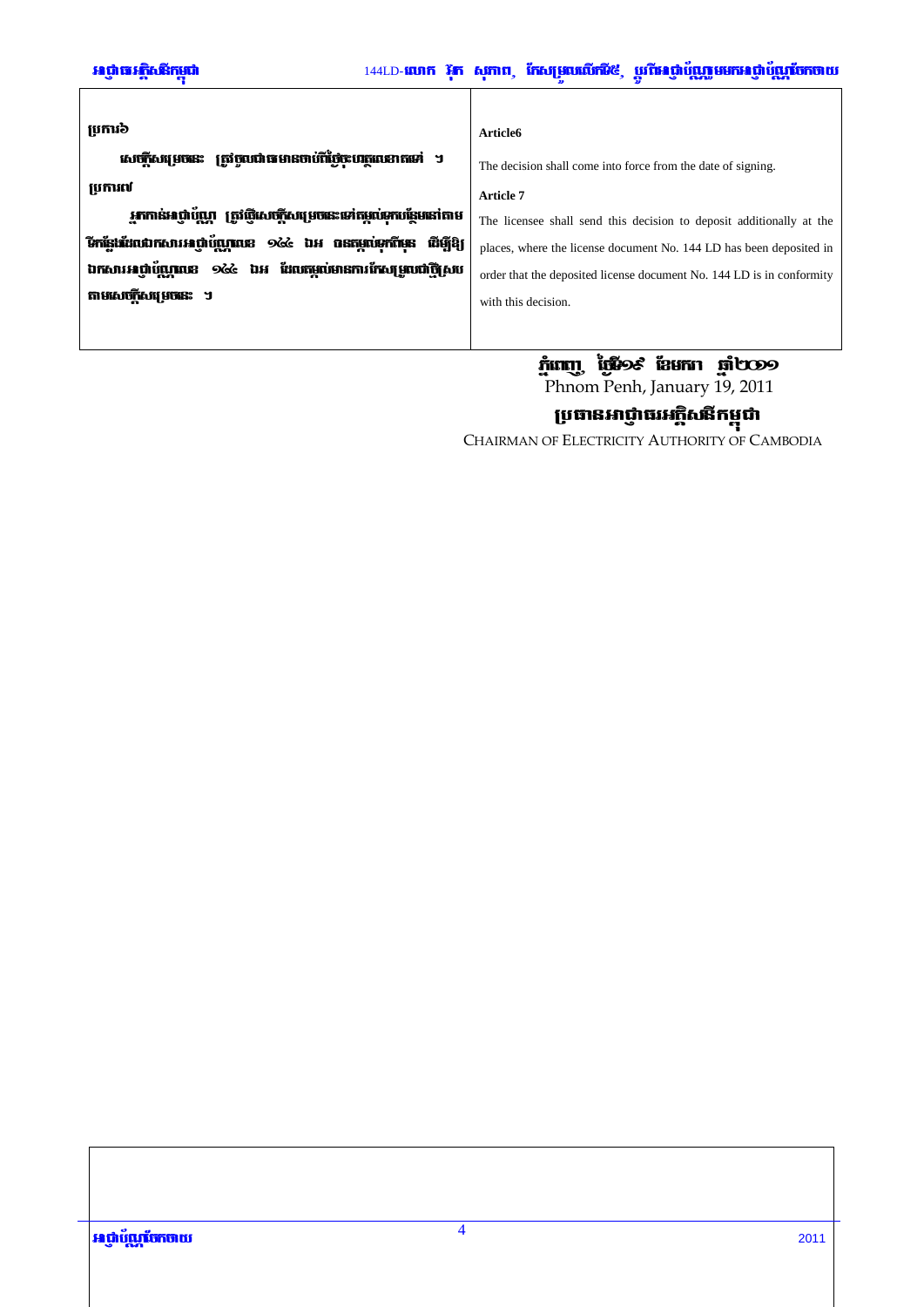| ប្រការ៦ | Article6 |
| --- | --- |
| សេចក្តីសម្រេចនេះ ត្រូវចូលជាធរមានចាប់ពីថ្ងៃចុះហត្ថលេខាតទៅ ។ | The decision shall come into force from the date of signing. |
| ប្រការ៧ | Article 7 |
| អ្នកកាន់អាជ្ញាប័ណ្ណ ត្រូវផ្ញើសេចក្តីសម្រេចនេះទៅតម្កល់ភ្ជាប់បន្ថែមនៅតាមទីកន្លែងដែលឯកសារអាជ្ញាប័ណ្ណលេខ ១៤៤ ឯអ បានតម្កល់មុនពីមុន ដើម្បីឱ្យឯកសារអាជ្ញាប័ណ្ណលេខ ១៤៤ ឯអ ដែលតម្កល់មានការកែសម្រួលថ្មីស្របតាមសេចក្តីសម្រេចនេះ ។ | The licensee shall send this decision to deposit additionally at the places, where the license document No. 144 LD has been deposited in order that the deposited license document No. 144 LD is in conformity with this decision. |

ភ្នំពេញ ថ្ងៃទី១៩ ខែមករា ឆ្នាំ២០១១

Phnom Penh, January 19, 2011

ប្រធានអាជ្ញាធរអគ្គិសនីកម្ពុជា

CHAIRMAN OF ELECTRICITY AUTHORITY OF CAMBODIA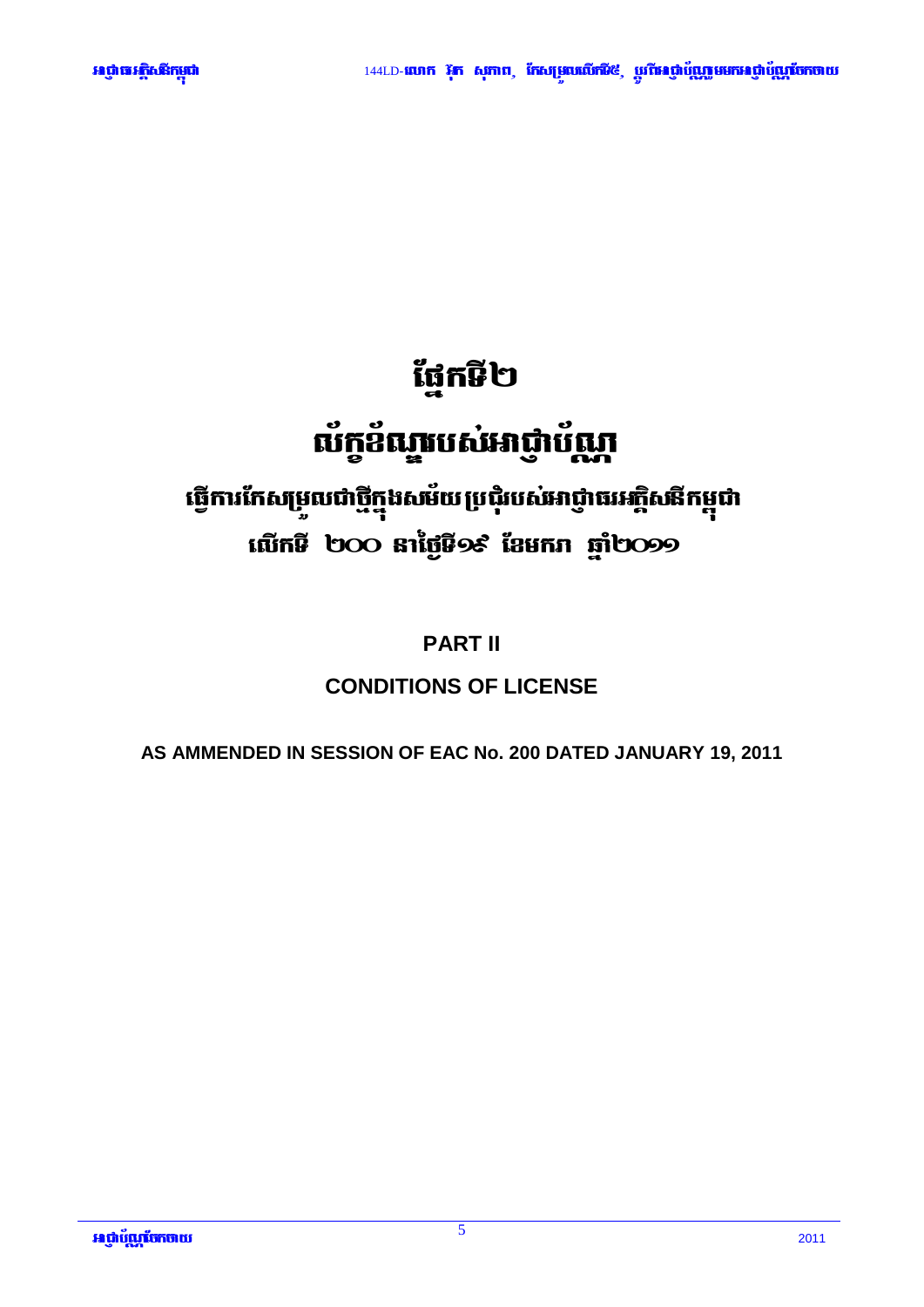# ផ្នែកទី២

# លក្ខខណ្ឌរបស់អាជ្ញាប័ណ្ណ

## ធ្វើការកែសម្រួលជាថ្មីក្នុងសម័យប្រជុំរបស់អាជ្ញាធរអគ្គិសនីកម្ពុជា

## លើកទី ២០០ នាថ្ងៃទី១៩ ខែមករា ឆ្នាំ២០១១

## PART II

## CONDITIONS OF LICENSE

**AS AMMENDED IN SESSION OF EAC No. 200 DATED JANUARY 19, 2011**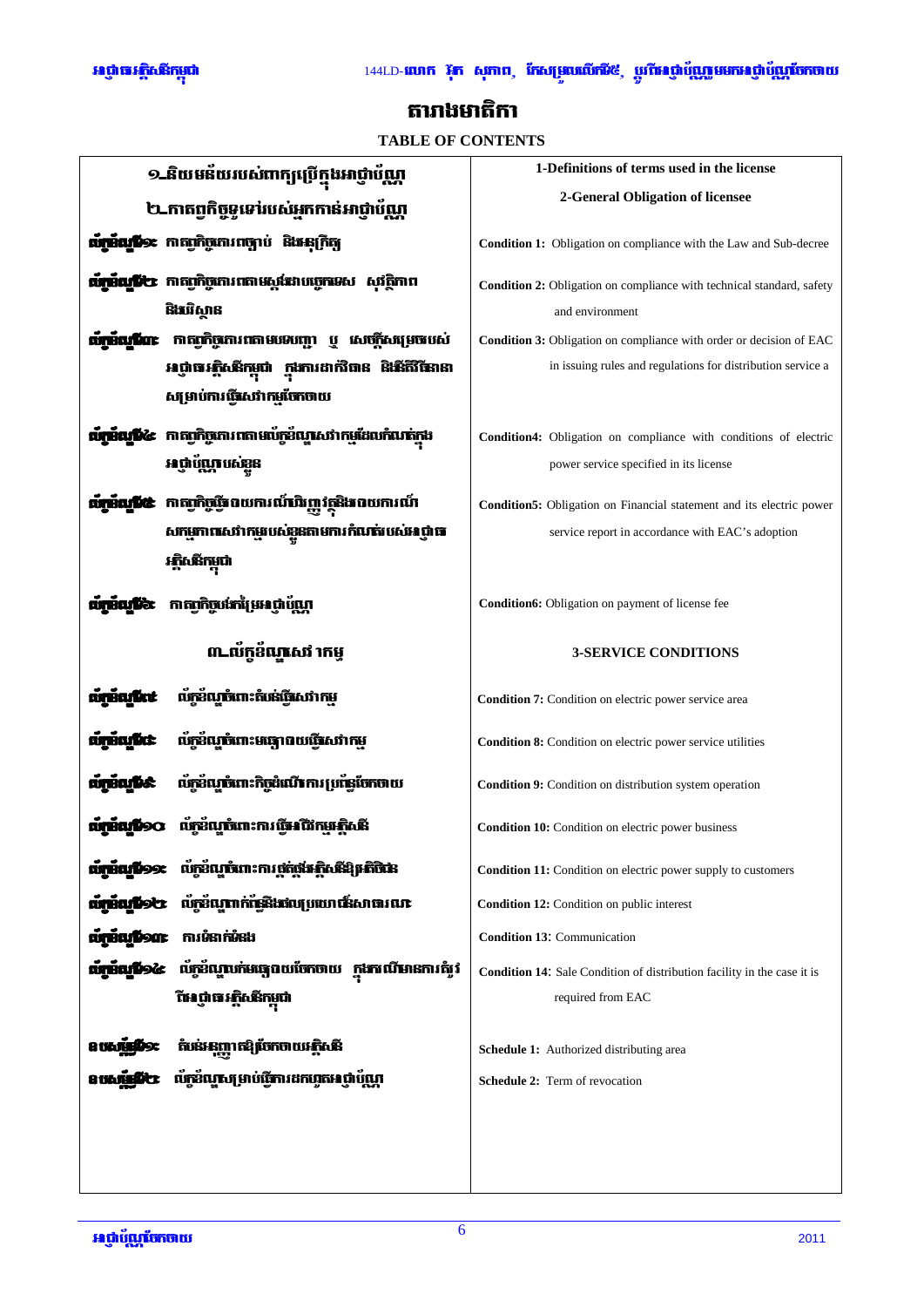# តារាងមាតិកា

## TABLE OF CONTENTS

| | |
|---|---|
| ១_និយមន័យរបស់ពាក្យប្រើក្នុងអាជ្ញាប័ណ្ណ | **1-Definitions of terms used in the license** |
| ២_កាតព្វកិច្ចទូទៅរបស់អ្នកកាន់អាជ្ញាប័ណ្ណ | **2-General Obligation of licensee** |
| **លក្ខខណ្ឌទី១៖** កាតព្វកិច្ចគោរពច្បាប់ និងអនុក្រឹត្យ | **Condition 1:** Obligation on compliance with the Law and Sub-decree |
| **លក្ខខណ្ឌទី២៖** កាតព្វកិច្ចគោរពតាមស្តង់ដារបច្ចេកទេស សុវត្ថិភាព និងបរិស្ថាន | **Condition 2:** Obligation on compliance with technical standard, safety and environment |
| **លក្ខខណ្ឌទី៣៖** កាតព្វកិច្ចគោរពតាមបទបញ្ជា ឬ សេចក្តីសម្រេចរបស់អាជ្ញាធរអគ្គិសនីកម្ពុជា ក្នុងការដាក់ចេញ និងវិធាននានាសម្រាប់ការផ្គត់ផ្គង់សេវាកម្មចែកចាយ | **Condition 3:** Obligation on compliance with order or decision of EAC in issuing rules and regulations for distribution service a |
| **លក្ខខណ្ឌទី៤៖** កាតព្វកិច្ចគោរពតាមលក្ខខណ្ឌសេវាកម្មដែលកំណត់ក្នុងអាជ្ញាប័ណ្ណរបស់ខ្លួន | **Condition4:** Obligation on compliance with conditions of electric power service specified in its license |
| **លក្ខខណ្ឌទី៥៖** កាតព្វកិច្ចផ្តល់របាយការណ៍ហិរញ្ញវត្ថុនិងរបាយការណ៍សកម្មភាពសេវាកម្មរបស់ខ្លួនតាមការកំណត់របស់អាជ្ញាធរអគ្គិសនីកម្ពុជា | **Condition5:** Obligation on Financial statement and its electric power service report in accordance with EAC's adoption |
| **លក្ខខណ្ឌទី៦៖** កាតព្វកិច្ចបង់ថ្លៃអាជ្ញាប័ណ្ណ | **Condition6:** Obligation on payment of license fee |
| ៣_លក្ខខណ្ឌសេវាកម្ម | **3-SERVICE CONDITIONS** |
| **លក្ខខណ្ឌទី៧** លក្ខខណ្ឌចំពោះតំបន់ផ្គត់ផ្គង់សេវាកម្ម | **Condition 7:** Condition on electric power service area |
| **លក្ខខណ្ឌទី៨** លក្ខខណ្ឌចំពោះមធ្យោបាយផ្គត់ផ្គង់សេវាកម្ម | **Condition 8:** Condition on electric power service utilities |
| **លក្ខខណ្ឌទី៩** លក្ខខណ្ឌចំពោះកិច្ចដំណើរការប្រព័ន្ធចែកចាយ | **Condition 9:** Condition on distribution system operation |
| **លក្ខខណ្ឌទី១០** លក្ខខណ្ឌចំពោះការធ្វើអាជីវកម្មអគ្គិសនី | **Condition 10:** Condition on electric power business |
| **លក្ខខណ្ឌទី១១** លក្ខខណ្ឌចំពោះការផ្គត់ផ្គង់អគ្គិសនីឱ្យអតិថិជន | **Condition 11:** Condition on electric power supply to customers |
| **លក្ខខណ្ឌទី១២** លក្ខខណ្ឌពាក់ព័ន្ធនឹងផលប្រយោជន៍សាធារណៈ | **Condition 12:** Condition on public interest |
| **លក្ខខណ្ឌទី១៣** ការទំនាក់ទំនង | **Condition 13:** Communication |
| **លក្ខខណ្ឌទី១៤** លក្ខខណ្ឌលក់មធ្យោបាយចែកចាយ ក្នុងករណីមានការតម្រូវពីអាជ្ញាធរអគ្គិសនីកម្ពុជា | **Condition 14:** Sale Condition of distribution facility in the case it is required from EAC |
| **ឧបសម្ព័ន្ធទី១៖** តំបន់អនុញ្ញាតឱ្យចែកចាយអគ្គិសនី | **Schedule 1:** Authorized distributing area |
| **ឧបសម្ព័ន្ធទី២៖** លក្ខខណ្ឌសម្រាប់ធ្វើការដកហូតអាជ្ញាប័ណ្ណ | **Schedule 2:** Term of revocation |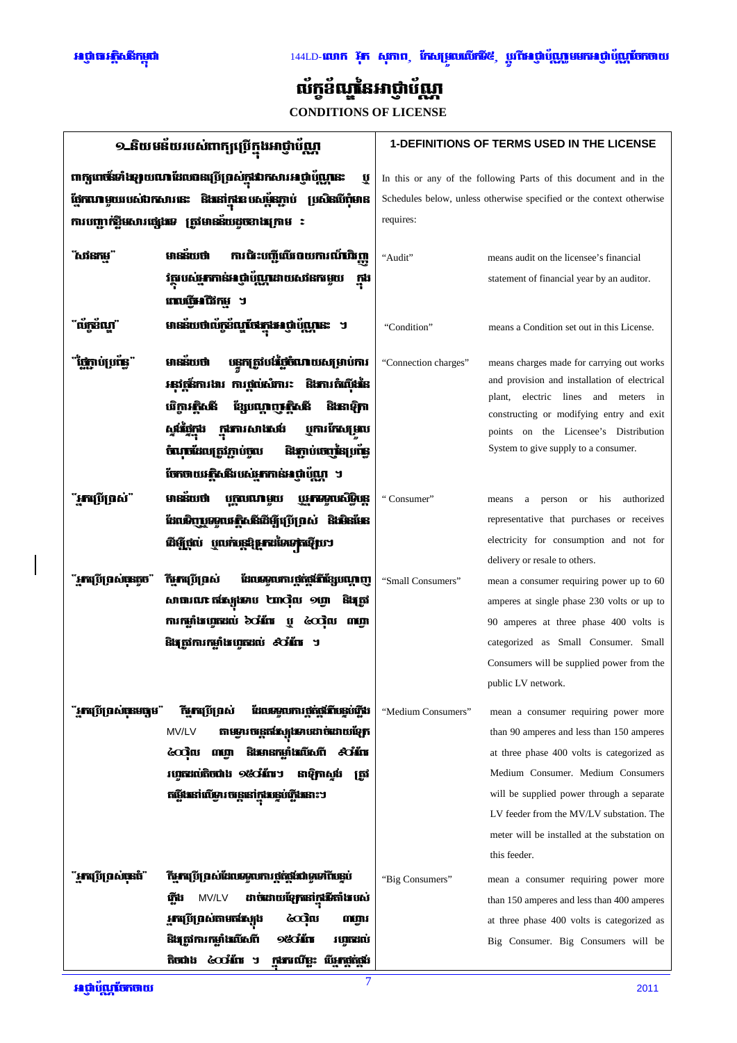# លក្ខខណ្ឌនៃអាជ្ញាប័ណ្ណ

**CONDITIONS OF LICENSE**

| ១-និយមន័យរបស់ពាក្យប្រើក្នុងអាជ្ញាប័ណ្ណ | | 1-DEFINITIONS OF TERMS USED IN THE LICENSE | |
|---|---|---|---|
| ពាក្យពេចន៍ទាំងឡាយណាដែលបានប្រើប្រាស់ក្នុងឯកសារអាជ្ញាប័ណ្ណនេះ ឬ ផ្នែកណាមួយរបស់ឯកសារនេះ និងនៅក្នុងឧបសម្ព័ន្ធខាងក្រោម ប្រសិនបើពុំមានការបញ្ជាក់ឱ្យមានសារផ្សេងទេ ត្រូវមានន័យដូចខាងក្រោម ៖ | | In this or any of the following Parts of this document and in the Schedules below, unless otherwise specified or the context otherwise requires: | |
| "សវនកម្ម" | មានន័យថា ការពិនិត្យផ្ទៀងផ្ទាត់របាយការណ៍ហិរញ្ញវត្ថុរបស់អ្នកកាន់អាជ្ញាប័ណ្ណដោយសវនករមួយ ក្នុងពេលឆ្នាំហិរញ្ញវត្ថុ ។ | "Audit" | means audit on the licensee's financial statement of financial year by an auditor. |
| "លក្ខខណ្ឌ" | មានន័យថាលក្ខខណ្ឌដែលមានក្នុងអាជ្ញាប័ណ្ណនេះ ។ | "Condition" | means a Condition set out in this License. |
| "ថ្លៃភ្ជាប់ចរន្ត" | មានន័យថា បន្ទុកត្រូវបង់ដើម្បីចំណាយសម្រាប់ការអនុវត្តន៍ការងារ ការផ្គត់ផ្គង់សំភារៈ និងការតំឡើងនៃបរិក្ខារអគ្គិសនី ខ្សែបណ្តាញអគ្គិសនី និងនាឡិកាស្ទង់ថាមពល ក្នុងការសាងសង់ ឬការកែសម្រួលចំណុចដែលត្រូវភ្ជាប់ចូល និងភ្ជាប់ចេញនៃប្រព័ន្ធចែកចាយអគ្គិសនីរបស់អ្នកកាន់អាជ្ញាប័ណ្ណ ។ | "Connection charges" | means charges made for carrying out works and provision and installation of electrical plant, electric lines and meters in constructing or modifying entry and exit points on the Licensee's Distribution System to give supply to a consumer. |
| "អ្នកប្រើប្រាស់" | មានន័យថា បុគ្គលណាមួយ ឬអ្នកតំណាងស្របច្បាប់ដែលទិញ ឬទទួលអគ្គិសនីដើម្បីប្រើប្រាស់ និងមិនមែនដើម្បីផ្គត់ផ្គង់ ឬលក់បន្តឱ្យអ្នកដទៃទៀតឡើយ។ | "Consumer" | means a person or his authorized representative that purchases or receives electricity for consumption and not for delivery or resale to others. |
| "អ្នកប្រើប្រាស់ធុនតូច" | គឺអ្នកប្រើប្រាស់ ដែលទទួលការផ្គត់ផ្គង់ពីខ្សែបណ្តាញសាធារណៈ តង់ស្យុងទាប ២៣០វ៉ុល ១ហ្វា និងត្រូវការកម្លាំងរហូតដល់ ៦០អំពែរ ឬ ៤០០វ៉ុល ៣ហ្វា និងត្រូវការកម្លាំងរហូតដល់ ៩០អំពែរ ។ | "Small Consumers" | mean a consumer requiring power up to 60 amperes at single phase 230 volts or up to 90 amperes at three phase 400 volts is categorized as Small Consumer. Small Consumers will be supplied power from the public LV network. |
| "អ្នកប្រើប្រាស់ធុនមធ្យម" | គឺអ្នកប្រើប្រាស់ ដែលទទួលការផ្គត់ផ្គង់ពីបន្ទប់ថ្លឹង MV/LV តាមខ្សែចរន្តតង់ស្យុងទាបដាច់ដោយឡែក ៤០០វ៉ុល ៣ហ្វា និងមានកម្លាំងលើសពី ៩០អំពែរ រហូតដល់តិចជាង ១៥០អំពែរ។ នាឡិកាស្ទង់ ត្រូវតម្លើងនៅលើខ្សែចរន្តនៅក្នុងបន្ទប់ថ្លឹងនោះ។ | "Medium Consumers" | mean a consumer requiring power more than 90 amperes and less than 150 amperes at three phase 400 volts is categorized as Medium Consumer. Medium Consumers will be supplied power through a separate LV feeder from the MV/LV substation. The meter will be installed at the substation on this feeder. |
| "អ្នកប្រើប្រាស់ធុនធំ" | គឺអ្នកប្រើប្រាស់ដែលទទួលការផ្គត់ផ្គង់ពីបន្ទប់ថ្លឹង MV/LV ដាច់ដោយឡែកនៅក្នុងទីតាំងរបស់អ្នកប្រើប្រាស់តាមតង់ស្យុង ៤០០វ៉ុល ៣ហ្វា និងត្រូវការកម្លាំងលើសពី ១៥០អំពែរ រហូតដល់តិចជាង ៤០០អំពែរ ។ ក្នុងករណីនេះ អ្នកផ្គត់ផ្គង់ | "Big Consumers" | mean a consumer requiring power more than 150 amperes and less than 400 amperes at three phase 400 volts is categorized as Big Consumer. Big Consumers will be |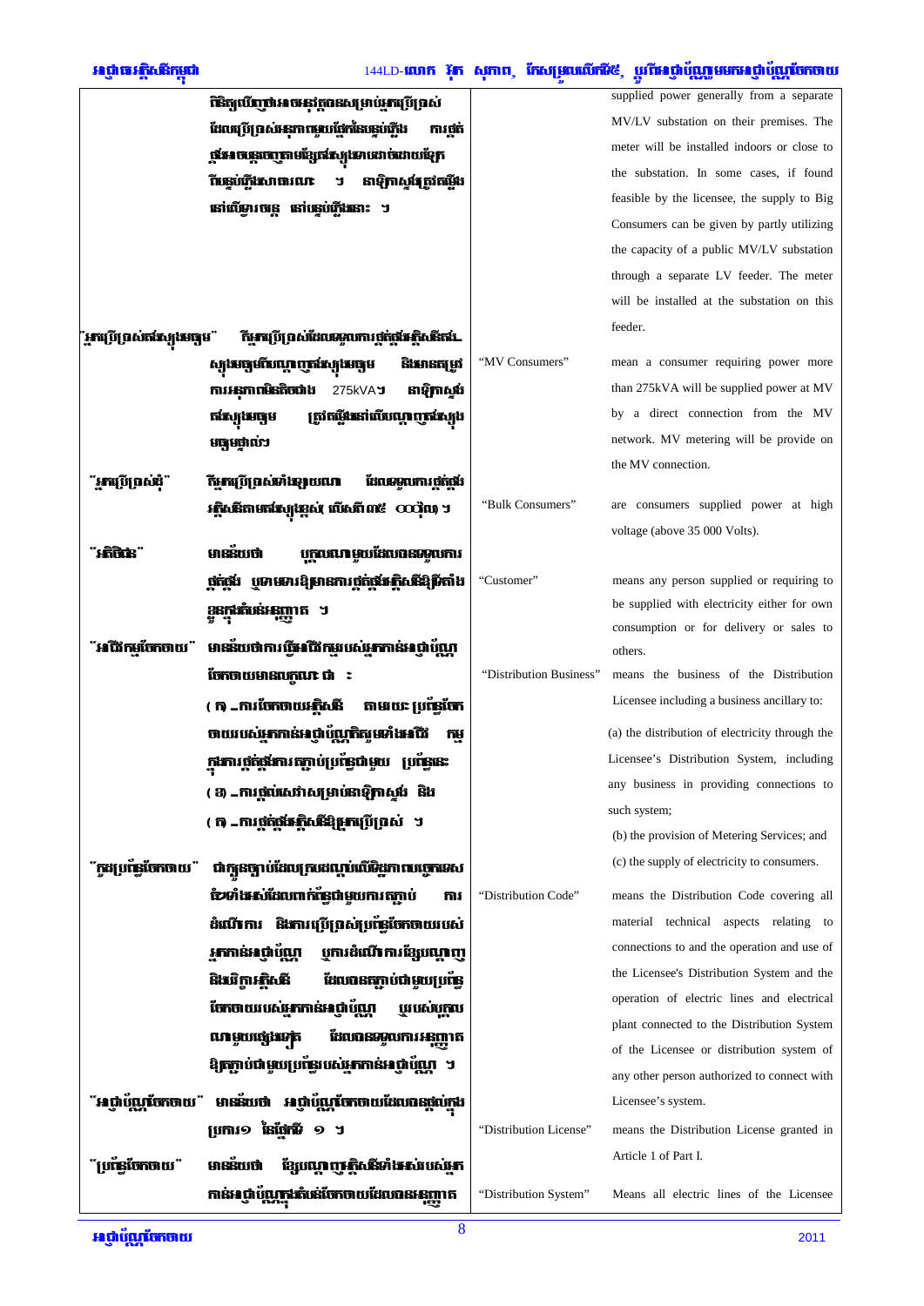| | | | |
|---|---|---|---|
| | ពិនិត្យឃើញថាអាចអនុវត្តបានសម្រាប់អ្នកប្រើប្រាស់ដែលប្រើប្រាស់អនុភាពធំ ក្រោមផ្ទាល់ការផ្គត់ផ្គង់តាមរយៈខ្សែបណ្តាញតង់ស្យុងទាប ដោយឡែកពីស្ថានីយ៍តូចសាធារណៈ ។ នាឡិកាស្ទង់ត្រូវតម្លើងនៅលើខ្សែបណ្តាញនោះ នៅស្ថានីយ៍នោះ ។ | | supplied power generally from a separate MV/LV substation on their premises. The meter will be installed indoors or close to the substation. In some cases, if found feasible by the licensee, the supply to Big Consumers can be given by partly utilizing the capacity of a public MV/LV substation through a separate LV feeder. The meter will be installed at the substation on this feeder. |
| "អ្នកប្រើប្រាស់តង់ស្យុងមធ្យម" | គឺអ្នកប្រើប្រាស់ដែលទទួលការផ្គត់ផ្គង់អគ្គិសនីតង់ស្យុងមធ្យមពីបណ្តាញតង់ស្យុងមធ្យម និងមានតម្រូវការអនុភាពលើសពី 275kVA។ នាឡិកាស្ទង់តង់ស្យុងមធ្យម ត្រូវតម្លើងនៅលើបណ្តាញតង់ស្យុងមធ្យមផ្ទាល់។ | "MV Consumers" | mean a consumer requiring power more than 275kVA will be supplied power at MV by a direct connection from the MV network. MV metering will be provide on the MV connection. |
| "អ្នកប្រើប្រាស់ធំ" | គឺអ្នកប្រើប្រាស់ទាំងឡាយណា ដែលទទួលការផ្គត់ផ្គង់អគ្គិសនីតាមតង់ស្យុងខ្ពស់ (លើសពី ៣៥ ០០០វ៉ុល) ។ | "Bulk Consumers" | are consumers supplied power at high voltage (above 35 000 Volts). |
| "អតិថិជន" | មានន័យថា បុគ្គលណាមួយដែលបានទទួលការផ្គត់ផ្គង់ ឬទាមទារឱ្យមានការផ្គត់ផ្គង់អគ្គិសនីខ្ញុំតាំងខ្ទុកក្នុងតំបន់អនុញ្ញាត ។ | "Customer" | means any person supplied or requiring to be supplied with electricity either for own consumption or for delivery or sales to others. |
| "អាជីវកម្មចែកចាយ" | មានន័យថាការធ្វើអាជីវកម្មរបស់អ្នកកាន់អាជ្ញាប័ណ្ណចែកចាយមានលក្ខណៈជា ៖<br>(ក) ការចែកចាយអគ្គិសនី តាមរយៈប្រព័ន្ធចែកចាយរបស់អ្នកកាន់អាជ្ញាប័ណ្ណ ពិតប្រាកដការអាជីវកម្មក្នុងការផ្គត់ផ្គង់ការតភ្ជាប់ប្រព័ន្ធជាមួយប្រព័ន្ធនេះ<br>(ខ) ការផ្តល់សេវាសម្រាប់នាឡិកាស្ទង់ និង<br>(គ) ការផ្គត់ផ្គង់អគ្គិសនីឱ្យអ្នកប្រើប្រាស់ ។ | "Distribution Business" | means the business of the Distribution Licensee including a business ancillary to:<br>(a) the distribution of electricity through the Licensee's Distribution System, including any business in providing connections to such system;<br>(b) the provision of Metering Services; and<br>(c) the supply of electricity to consumers. |
| "ក្រមប្រព័ន្ធចែកចាយ" | ជាក្បួនច្បាប់ដែលគ្របដណ្តប់លើទិដ្ឋភាពបច្ចេកទេសទាំងអស់ដែលពាក់ព័ន្ធជាមួយការតភ្ជាប់ ការដំណើរការ និងការប្រើប្រាស់ប្រព័ន្ធចែកចាយរបស់អ្នកកាន់អាជ្ញាប័ណ្ណ ឬការដំណើរការខ្សែបណ្តាញ និងបរិក្ខារអគ្គិសនី ដែលបានតភ្ជាប់ជាមួយប្រព័ន្ធចែកចាយរបស់អ្នកកាន់អាជ្ញាប័ណ្ណ ឬរបស់បុគ្គលណាមួយផ្សេងទៀត ដែលបានទទួលការអនុញ្ញាតឱ្យតភ្ជាប់ជាមួយប្រព័ន្ធរបស់អ្នកកាន់អាជ្ញាប័ណ្ណ ។ | "Distribution Code" | means the Distribution Code covering all material technical aspects relating to connections to and the operation and use of the Licensee's Distribution System and the operation of electric lines and electrical plant connected to the Distribution System of the Licensee or distribution system of any other person authorized to connect with Licensee's system. |
| "អាជ្ញាប័ណ្ណចែកចាយ" | មានន័យថា អាជ្ញាប័ណ្ណចែកចាយដែលបានផ្តល់ជូនប្រការ១ នៃផ្នែកទី ១ ។ | "Distribution License" | means the Distribution License granted in Article 1 of Part I. |
| "ប្រព័ន្ធចែកចាយ" | មានន័យថា ខ្សែបណ្តាញអគ្គិសនីទាំងអស់របស់អ្នកកាន់អាជ្ញាប័ណ្ណក្នុងតំបន់ចែកចាយដែលបានអនុញ្ញាត | "Distribution System" | Means all electric lines of the Licensee |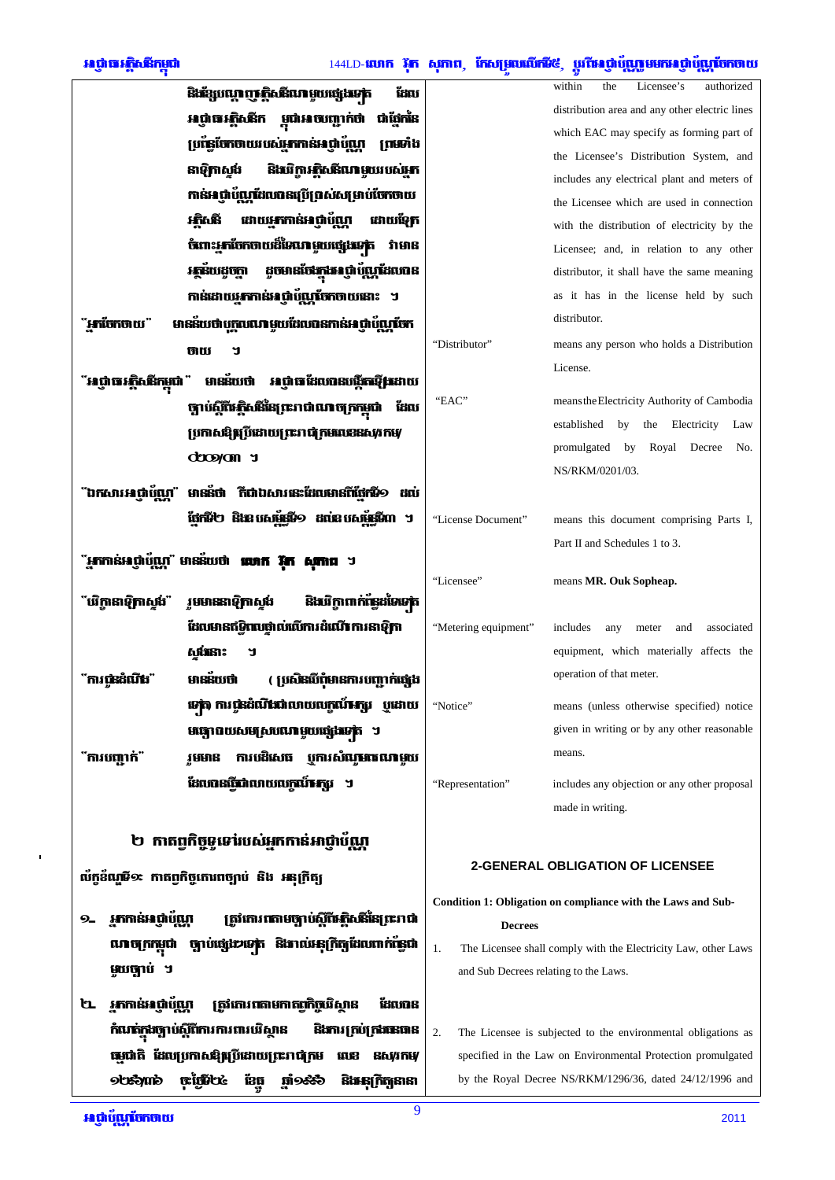និងខ្សែបណ្តាញអគ្គិសនីណាមួយផ្សេងទៀត ដែលអាជ្ញាធរអគ្គិសនីកម្ពុជា អាចបញ្ជាក់ថា ជាផ្នែកនៃប្រព័ន្ធចែកចាយរបស់អ្នកកាន់អាជ្ញាប័ណ្ណ ព្រមទាំងនាឡិកាស្ទង់ និងបរិក្ខារអគ្គិសនីណាមួយរបស់អ្នកកាន់អាជ្ញាប័ណ្ណដែលបានប្រើប្រាស់សម្រាប់ចែកចាយអគ្គិសនី ដោយអ្នកកាន់អាជ្ញាប័ណ្ណ ដោយឡែកចំពោះអ្នកចែកចាយដទៃណាមួយផ្សេងទៀត វាមានអត្ថន័យដូចគ្នា ដូចមានចែងក្នុងអាជ្ញាប័ណ្ណដែលបានកាន់ដោយអ្នកកាន់អាជ្ញាប័ណ្ណចែកចាយនោះ ។

"អ្នកចែកចាយ" មានន័យថា បុគ្គលណាមួយដែលបានកាន់អាជ្ញាប័ណ្ណចែកចាយ ។

"អាជ្ញាធរអគ្គិសនីកម្ពុជា" មានន័យថា អាជ្ញាធរដែលបានបង្កើតឡើងដោយច្បាប់ស្តីពីអគ្គិសនីនៃព្រះរាជាណាចក្រកម្ពុជា ដែលប្រកាសឱ្យប្រើដោយព្រះរាជក្រមលេខនស/រកម/០២០១/០៣ ។

"ឯកសារអាជ្ញាប័ណ្ណ" មានន័យថា គឺជាឯកសារនេះដែលមានពីផ្នែកទី១ ដល់ផ្នែកទី២ និងឧបសម្ព័ន្ធទី១ ដល់ឧបសម្ព័ន្ធទី៣ ។

"អ្នកកាន់អាជ្ញាប័ណ្ណ" មានន័យថា **លោក អ៊ុក សុភាព** ។

"បរិក្ខានាឡិកាស្ទង់" រួមមាននាឡិកាស្ទង់ និងបរិក្ខាពាក់ព័ន្ធដទៃទៀត ដែលមានឥទ្ធិពលផ្ទាល់លើការដំណើរការនាឡិកាស្ទង់នោះ ។

"ការជូនដំណឹង" មានន័យថា (ប្រសិនបើពុំមានការបញ្ជាក់ផ្សេងទៀត) ការជូនដំណឹងជាលាយលក្ខណ៍អក្សរ ឬដោយមធ្យោបាយសមស្របណាមួយផ្សេងទៀត ។

"ការបញ្ជាក់" រួមមាន ការបដិសេធ ឬការសំណូមពរណាមួយដែលបានធ្វើជាលាយលក្ខណ៍អក្សរ ។

## ២ កាតព្វកិច្ចទូទៅរបស់អ្នកកាន់អាជ្ញាប័ណ្ណ

**លក្ខខណ្ឌទី១៖ កាតព្វកិច្ចគោរពច្បាប់ និង អនុក្រឹត្យ**

១- អ្នកកាន់អាជ្ញាប័ណ្ណ ត្រូវគោរពតាមច្បាប់ស្តីពីអគ្គិសនីនៃព្រះរាជាណាចក្រកម្ពុជា ច្បាប់ផ្សេងៗទៀត និងរាល់អនុក្រឹត្យដែលពាក់ព័ន្ធជាមួយច្បាប់ ។

២- អ្នកកាន់អាជ្ញាប័ណ្ណ ត្រូវគោរពតាមកាតព្វកិច្ចបរិស្ថាន ដែលបានកំណត់ក្នុងច្បាប់ស្តីពីការការពារបរិស្ថាន និងការគ្រប់គ្រងធនធានធម្មជាតិ ដែលប្រកាសឱ្យប្រើដោយព្រះរាជក្រម លេខ នស/រកម/១២៩៦/៣៦ ចុះថ្ងៃទី២៤ ខែធ្នូ ឆ្នាំ១៩៩៦ និងអនុក្រឹត្យនានា

---

within the Licensee's authorized distribution area and any other electric lines which EAC may specify as forming part of the Licensee's Distribution System, and includes any electrical plant and meters of the Licensee which are used in connection with the distribution of electricity by the Licensee; and, in relation to any other distributor, it shall have the same meaning as it has in the license held by such distributor.

"Distributor" means any person who holds a Distribution License.

"EAC" means the Electricity Authority of Cambodia established by the Electricity Law promulgated by Royal Decree No. NS/RKM/0201/03.

"License Document" means this document comprising Parts I, Part II and Schedules 1 to 3.

"Licensee" means **MR. Ouk Sopheap.**

"Metering equipment" includes any meter and associated equipment, which materially affects the operation of that meter.

"Notice" means (unless otherwise specified) notice given in writing or by any other reasonable means.

"Representation" includes any objection or any other proposal made in writing.

## 2-GENERAL OBLIGATION OF LICENSEE

**Condition 1: Obligation on compliance with the Laws and Sub-Decrees**

1. The Licensee shall comply with the Electricity Law, other Laws and Sub Decrees relating to the Laws.

2. The Licensee is subjected to the environmental obligations as specified in the Law on Environmental Protection promulgated by the Royal Decree NS/RKM/1296/36, dated 24/12/1996 and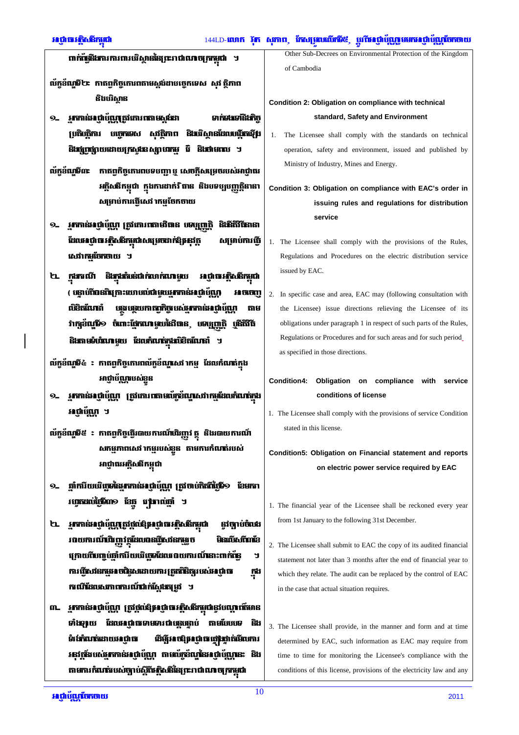ពាក់ព័ន្ធនឹងការការពារបរិស្ថាននៃព្រះរាជាណាចក្រកម្ពុជា ។

លក្ខខណ្ឌទី២៖ កាតព្វកិច្ចគោរពតាមស្តង់ដារបច្ចេកទេស សុវត្ថិភាព និងបរិស្ថាន

១. អ្នកកាន់អាជ្ញាប័ណ្ណត្រូវគោរពតាមស្តង់ដារ ទាក់ទងទៅនឹងកិច្ចប្រតិបត្តិការ បច្ចេកទេស សុវត្ថិភាព និងបរិស្ថានដែលបានចេញ និងផ្សព្វផ្សាយដោយក្រសួងឧស្សាហកម្ម រ៉ែ និងថាមពល ។

លក្ខខណ្ឌទី៣៖ កាតព្វកិច្ចគោរពបទបញ្ជា ឬ សេចក្តីសម្រេចរបស់អាជ្ញាធរអគ្គិសនីកម្ពុជា ក្នុងការដាក់វិធាន និងបទប្បញ្ញត្តិនានាសម្រាប់ការផ្តល់សេវាកម្មចែកចាយ

១. អ្នកកាន់អាជ្ញាប័ណ្ណ ត្រូវគោរពតាមវិធាន បទប្បញ្ញត្តិ និងនីតិវិធីនានាដែលអាជ្ញាធរអគ្គិសនីកម្ពុជាសម្រេចដាក់ឱ្យអនុវត្ត សម្រាប់ការផ្តល់សេវាកម្មចែកចាយ ។

២. ក្នុងករណី និងតំបន់ជាក់លាក់ណាមួយ អាជ្ញាធរអគ្គិសនីកម្ពុជា (បន្ទាប់ពីបានពិគ្រោះយោបល់ជាមួយអ្នកកាន់អាជ្ញាប័ណ្ណ) អាចចេញលិខិតណែនាំ បន្ធូរបន្ថយកាតព្វកិច្ចរបស់អ្នកកាន់អាជ្ញាប័ណ្ណ តាមវាក្យខណ្ឌទី១ ចំពោះផ្នែកណាមួយនៃវិធាន បទប្បញ្ញត្តិ ឬនីតិវិធី និងតាមតំបន់ណាមួយ ដែលកំណត់ក្នុងលិខិតណែនាំ ។

លក្ខខណ្ឌទី៤ ៖ កាតព្វកិច្ចគោរពលក្ខខណ្ឌសេវាកម្ម ដែលកំណត់ក្នុងអាជ្ញាប័ណ្ណរបស់ខ្លួន

១. អ្នកកាន់អាជ្ញាប័ណ្ណ ត្រូវគោរពតាមលក្ខខណ្ឌសេវាកម្មដែលកំណត់ក្នុងអាជ្ញាប័ណ្ណ ។

លក្ខខណ្ឌទី៥ ៖ កាតព្វកិច្ចធ្វើរបាយការណ៍ហិរញ្ញវត្ថុ និងរបាយការណ៍សកម្មភាពសេវាកម្មរបស់ខ្លួន តាមការកំណត់របស់អាជ្ញាធរអគ្គិសនីកម្ពុជា

១. ឆ្នាំការិយបរិច្ឆេទនៃអ្នកកាន់អាជ្ញាប័ណ្ណ ត្រូវចាប់ពីថ្ងៃទី១ ខែមករា រហូតដល់ថ្ងៃទី៣១ ខែធ្នូ ប្រចាំឆ្នាំ ។

២. អ្នកកាន់អាជ្ញាប័ណ្ណត្រូវផ្តល់ឱ្យអាជ្ញាធរអគ្គិសនីកម្ពុជា នូវច្បាប់ចំលងរបាយការណ៍ហិរញ្ញវត្ថុដែលបានធ្វើសវនកម្មរួច មិនលើសពី៣ខែក្រោយពីបញ្ចប់ឆ្នាំការិយបរិច្ឆេទដែលរបាយការណ៍នោះពាក់ព័ន្ធ ។ ការធ្វើសវនកម្មអាចជំនួសដោយការត្រួតពិនិត្យរបស់អាជ្ញាធរ ក្នុងករណីដែលសភាពការណ៍ជាក់ស្តែងតម្រូវ ។

៣. អ្នកកាន់អាជ្ញាប័ណ្ណ ត្រូវផ្តល់ឱ្យអាជ្ញាធរអគ្គិសនីកម្ពុជានូវបណ្តាព័ត៌មានទាំងឡាយ ដែលអាជ្ញាធរទាមទារជាបន្តបន្ទាប់ តាមបែបបទ និងពេលកំណត់ដោយអាជ្ញាធរ ដើម្បីអោយអាជ្ញាធរឃ្លាំមើលការអនុវត្តន៍របស់អ្នកកាន់អាជ្ញាប័ណ្ណ តាមលក្ខខណ្ឌនៃអាជ្ញាប័ណ្ណនេះ និងតាមការកំណត់របស់ច្បាប់ស្តីពីអគ្គិសនីនៃព្រះរាជាណាចក្រកម្ពុជា

Other Sub-Decrees on Environmental Protection of the Kingdom of Cambodia

**Condition 2: Obligation on compliance with technical standard, Safety and Environment**

1. The Licensee shall comply with the standards on technical operation, safety and environment, issued and published by Ministry of Industry, Mines and Energy.

**Condition 3: Obligation on compliance with EAC's order in issuing rules and regulations for distribution service**

1. The Licensee shall comply with the provisions of the Rules, Regulations and Procedures on the electric distribution service issued by EAC.

2. In specific case and area, EAC may (following consultation with the Licensee) issue directions relieving the Licensee of its obligations under paragraph 1 in respect of such parts of the Rules, Regulations or Procedures and for such areas and for such period as specified in those directions.

**Condition4: Obligation on compliance with service conditions of license**

1. The Licensee shall comply with the provisions of service Condition stated in this license.

**Condition5: Obligation on Financial statement and reports on electric power service required by EAC**

1. The financial year of the Licensee shall be reckoned every year from 1st January to the following 31st December.

2. The Licensee shall submit to EAC the copy of its audited financial statement not later than 3 months after the end of financial year to which they relate. The audit can be replaced by the control of EAC in the case that actual situation requires.

3. The Licensee shall provide, in the manner and form and at time determined by EAC, such information as EAC may require from time to time for monitoring the Licensee's compliance with the conditions of this license, provisions of the electricity law and any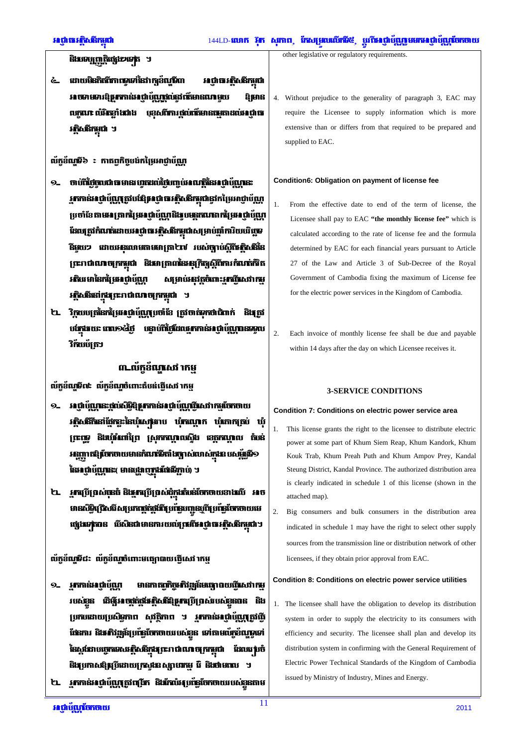និងបទប្បញ្ញត្តិផ្សេងទៀត ។

៤. ដោយមិនគិតពីមាត្រាទូទៅនៃកថាខណ្ឌទី៣ អាជ្ញាធរអគ្គិសនីកម្ពុជាអាចទាមទារឱ្យអ្នកកាន់អាជ្ញាប័ណ្ណផ្តល់ព័ត៌មានណាមួយ ឱ្យមានលក្ខណៈលំអិតខ្លាំងជាង ឬខុសពីការផ្តល់ព័ត៌មានធម្មតាដល់អាជ្ញាធរអគ្គិសនីកម្ពុជា ។

**លក្ខខណ្ឌទី៦ ៖ កាតព្វកិច្ចបង់កម្រៃអាជ្ញាប័ណ្ណ**

១. ចាប់ពីថ្ងៃចូលជាធរមាន រហូតដល់ថ្ងៃបញ្ចប់សុពលភាពនៃអាជ្ញាប័ណ្ណនេះ អ្នកកាន់អាជ្ញាប័ណ្ណត្រូវបង់ឱ្យអាជ្ញាធរអគ្គិសនីកម្ពុជានូវកម្រៃអាជ្ញាប័ណ្ណប្រចាំខែ តាមអត្រាកម្រៃអាជ្ញាប័ណ្ណ និងរូបមន្តគណនាកម្រៃអាជ្ញាប័ណ្ណ ដែលត្រូវកំណត់ដោយអាជ្ញាធរអគ្គិសនីកម្ពុជាសម្រាប់ឆ្នាំការិយបរិច្ឆេទនីមួយៗ ដោយអនុលោមតាមមាត្រា២៧ របស់ច្បាប់ស្តីពីអគ្គិសនីនៃព្រះរាជាណាចក្រកម្ពុជា និងមាត្រា៣នៃអនុក្រឹត្យស្តីពីការកំណត់កំរិតអតិបរមានៃកម្រៃអាជ្ញាប័ណ្ណ សម្រាប់សេវាកម្មអគ្គិសនីនៅក្នុងព្រះរាជាណាចក្រកម្ពុជា ។

២. វិក្កយបត្រនៃកម្រៃអាជ្ញាប័ណ្ណប្រចាំខែ ត្រូវចាត់ទុកថាជិតដល់ និងត្រូវបង់ក្នុងរយៈពេល១៤ថ្ងៃ បន្ទាប់ពីថ្ងៃដែលអ្នកកាន់អាជ្ញាប័ណ្ណបានទទួលវិក្កយបត្រ

## ៣.លក្ខខណ្ឌសេវាកម្ម

**លក្ខខណ្ឌទី៧៖ លក្ខខណ្ឌចំពោះតំបន់ផ្តល់សេវាកម្ម**

១. អាជ្ញាប័ណ្ណនេះផ្តល់សិទ្ធិឱ្យអ្នកកាន់អាជ្ញាប័ណ្ណធ្វើសេវាកម្មចែកចាយអគ្គិសនីនៅផ្នែកខ្លះនៃឃុំសៀមរាប ឃុំកណ្តោក ឃុំគោកត្របែក ឃុំព្រះពុទ្ធ និងឃុំអំពៅព្រៃ ស្រុកកណ្តាលស្ទឹង ខេត្តកណ្តាល តំបន់អនុញ្ញាតឱ្យចែកចាយមានកំណត់ដ៏ច្បាស់លាស់ក្នុងឧបសម្ព័ន្ធទី១ នៃអាជ្ញាប័ណ្ណនេះ( មានបង្ហាញក្នុងផែនទីភ្ជាប់) ។

២. អ្នកប្រើប្រាស់ធំ និងអ្នកប្រើប្រាស់ដុំក្នុងតំបន់ចែកចាយខាងលើ អាចមានសិទ្ធិជ្រើសរើសប្រភពផ្គត់ផ្គង់ពីប្រព័ន្ធបញ្ជូនឬពីប្រព័ន្ធចែកចាយរបស់អ្នកកាន់អាជ្ញាប័ណ្ណផ្សេងទៀតបាន បើសិនជាមានការយល់ព្រមពីអាជ្ញាធរអគ្គិសនីកម្ពុជា។

**លក្ខខណ្ឌទី៨៖ លក្ខខណ្ឌចំពោះមធ្យោបាយធ្វើសេវាកម្ម**

១. អ្នកកាន់អាជ្ញាប័ណ្ណ មានកាតព្វកិច្ចអភិវឌ្ឍន៍មធ្យោបាយធ្វើសេវាកម្មរបស់ខ្លួន ដើម្បីអាចផ្គត់ផ្គង់អគ្គិសនីឱ្យអ្នកប្រើប្រាស់របស់ខ្លួនបាន និងប្រកបដោយប្រសិទ្ធភាព សុវត្ថិភាព ។ អ្នកកាន់អាជ្ញាប័ណ្ណត្រូវធ្វើផែនការ និងអភិវឌ្ឍន៍ប្រព័ន្ធចែកចាយរបស់ខ្លួន ទៅតាមលក្ខខណ្ឌទូទៅនៃស្តង់ដារបច្ចេកទេសអគ្គិសនីនៃព្រះរាជាណាចក្រកម្ពុជា ដែលរៀបចំ និងប្រកាសឱ្យប្រើដោយក្រសួងឧស្សាហកម្ម រ៉ែ និងថាមពល ។

២. អ្នកកាន់អាជ្ញាប័ណ្ណត្រូវពង្រីក និងកែលំអប្រព័ន្ធចែកចាយរបស់ខ្លួនតាម

---

other legislative or regulatory requirements.

4. Without prejudice to the generality of paragraph 3, EAC may require the Licensee to supply information which is more extensive than or differs from that required to be prepared and supplied to EAC.

**Condition6: Obligation on payment of license fee**

1. From the effective date to end of the term of license, the Licensee shall pay to EAC **"the monthly license fee"** which is calculated according to the rate of license fee and the formula determined by EAC for each financial years pursuant to Article 27 of the Law and Article 3 of Sub-Decree of the Royal Government of Cambodia fixing the maximum of License fee for the electric power services in the Kingdom of Cambodia.

2. Each invoice of monthly license fee shall be due and payable within 14 days after the day on which Licensee receives it.

## 3-SERVICE CONDITIONS

**Condition 7: Conditions on electric power service area**

1. This license grants the right to the licensee to distribute electric power at some part of Khum Siem Reap, Khum Kandork, Khum Kouk Trab, Khum Preah Puth and Khum Ampov Prey, Kandal Steung District, Kandal Province. The authorized distribution area is clearly indicated in schedule 1 of this license (shown in the attached map).

2. Big consumers and bulk consumers in the distribution area indicated in schedule 1 may have the right to select other supply sources from the transmission line or distribution network of other licensees, if they obtain prior approval from EAC.

**Condition 8: Conditions on electric power service utilities**

1. The licensee shall have the obligation to develop its distribution system in order to supply the electricity to its consumers with efficiency and security. The licensee shall plan and develop its distribution system in confirming with the General Requirement of Electric Power Technical Standards of the Kingdom of Cambodia issued by Ministry of Industry, Mines and Energy.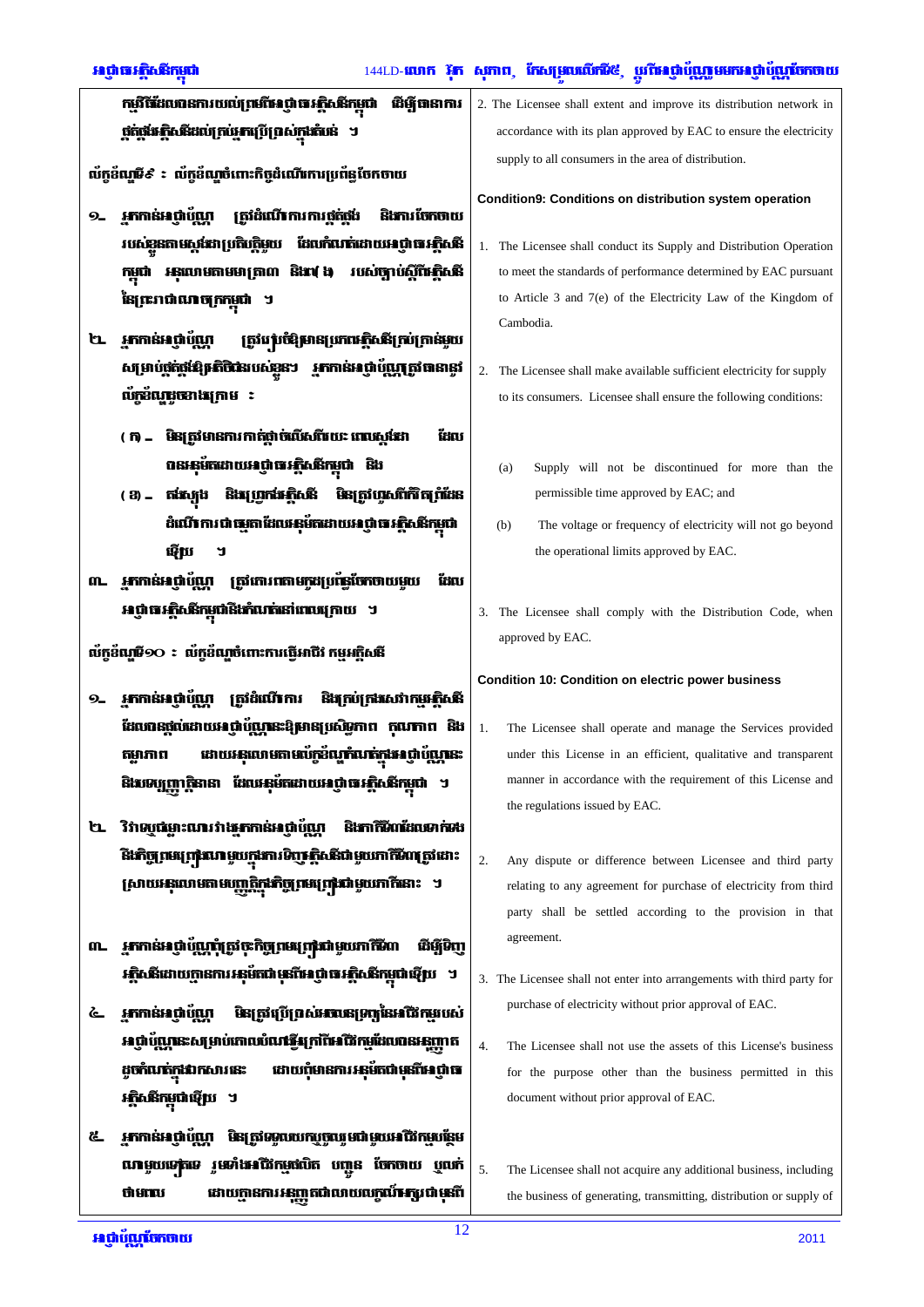កម្មវិធីដែលបានការយល់ព្រមពីអាជ្ញាធរអគ្គិសនីកម្ពុជា ដើម្បីធានាការផ្គត់ផ្គង់អគ្គិសនីដល់ក្រុមអ្នកប្រើប្រាស់ក្នុងតំបន់ ។

**លក្ខខណ្ឌទី៩ ៖ លក្ខខណ្ឌចំពោះកិច្ចដំណើរការប្រព័ន្ធចែកចាយ**

១- អ្នកកាន់អាជ្ញាប័ណ្ណ ត្រូវដំណើរការការផ្គត់ផ្គង់ និងការចែកចាយរបស់ខ្លួនតាមស្តង់ដាប្រតិបត្តិរួម ដែលកំណត់ដោយអាជ្ញាធរអគ្គិសនីកម្ពុជា អនុលោមតាមមាត្រា ៣ និង៧(ង) របស់ច្បាប់ស្តីពីអគ្គិសនីនៃព្រះរាជាណាចក្រកម្ពុជា ។

២- អ្នកកាន់អាជ្ញាប័ណ្ណ ត្រូវរៀបចំឱ្យមានប្រភពអគ្គិសនីគ្រប់គ្រាន់មួយសម្រាប់ផ្គត់ផ្គង់ឱ្យអតិថិជនរបស់ខ្លួន។ អ្នកកាន់អាជ្ញាប័ណ្ណត្រូវធានានូវលក្ខខណ្ឌខាងក្រោម ៖

(ក)- មិនត្រូវមានការកាត់ផ្តាច់លើសពីរយៈពេលស្តង់ដារ ដែលបានអនុម័តដោយអាជ្ញាធរអគ្គិសនីកម្ពុជា និង

(ខ)- តង់ស្យុង និងប្រេកង់អគ្គិសនី មិនត្រូវហួសពីកំរិតព្រំដែនដំណើរការជាធម្មតាដែលអនុម័តដោយអាជ្ញាធរអគ្គិសនីកម្ពុជាឡើយ ។

៣- អ្នកកាន់អាជ្ញាប័ណ្ណ ត្រូវគោរពតាមក្រមប្រព័ន្ធចែកចាយមួយ ដែលអាជ្ញាធរអគ្គិសនីកម្ពុជានឹងកំណត់នៅពេលក្រោយ ។

**លក្ខខណ្ឌទី១០ ៖ លក្ខខណ្ឌចំពោះការធ្វើអាជីវកម្មអគ្គិសនី**

១- អ្នកកាន់អាជ្ញាប័ណ្ណ ត្រូវដំណើរការ និងគ្រប់គ្រងសេវាកម្មអគ្គិសនីដែលបានផ្តល់ដោយអាជ្ញាប័ណ្ណនេះឱ្យមានប្រសិទ្ធភាព គុណភាព និងតម្លាភាព ដោយអនុលោមតាមលក្ខខណ្ឌកំណត់ក្នុងអាជ្ញាប័ណ្ណនេះ និងបទប្បញ្ញត្តិនានា ដែលអនុម័តដោយអាជ្ញាធរអគ្គិសនីកម្ពុជា ។

២- វិវាទឬជម្លោះណារវាងអ្នកកាន់អាជ្ញាប័ណ្ណ និងភាគីទីពីរដែលទាក់ទងនឹងកិច្ចព្រមព្រៀងណាមួយក្នុងការទិញអគ្គិសនីជាមួយភាគីទីពីរត្រូវដោះស្រាយអនុលោមតាមបញ្ញត្តិក្នុងកិច្ចព្រមព្រៀងជាមួយភាគីនោះ ។

៣- អ្នកកាន់អាជ្ញាប័ណ្ណពុំត្រូវចុះកិច្ចព្រមព្រៀងជាមួយភាគីទីពីរ ដើម្បីទិញអគ្គិសនីដោយគ្មានការអនុម័តជាមុនពីអាជ្ញាធរអគ្គិសនីកម្ពុជាឡើយ ។

៤- អ្នកកាន់អាជ្ញាប័ណ្ណ មិនត្រូវប្រើប្រាស់អចលនទ្រព្យនៃអាជីវកម្មរបស់អាជ្ញាប័ណ្ណនេះសម្រាប់គោលបំណងផ្សេងក្រៅពីអាជីវកម្មដែលបានអនុញ្ញាតដូចកំណត់ក្នុងឯកសារនេះ ដោយពុំមានការអនុម័តជាមុនពីអាជ្ញាធរអគ្គិសនីកម្ពុជាឡើយ ។

៥- អ្នកកាន់អាជ្ញាប័ណ្ណ មិនត្រូវទទួលយកឬចូលរួមជាមួយអាជីវកម្មបន្ថែមណាមួយទៀតទេ រួមទាំងអាជីវកម្មផលិត បញ្ជូន ចែកចាយ ឬលក់ថាមពល ដោយគ្មានការអនុញ្ញាតជាលាយលក្ខណ៍អក្សរជាមុនពី

2. The Licensee shall extent and improve its distribution network in accordance with its plan approved by EAC to ensure the electricity supply to all consumers in the area of distribution.

**Condition9: Conditions on distribution system operation**

1. The Licensee shall conduct its Supply and Distribution Operation to meet the standards of performance determined by EAC pursuant to Article 3 and 7(e) of the Electricity Law of the Kingdom of Cambodia.

2. The Licensee shall make available sufficient electricity for supply to its consumers. Licensee shall ensure the following conditions:

   (a) Supply will not be discontinued for more than the permissible time approved by EAC; and

   (b) The voltage or frequency of electricity will not go beyond the operational limits approved by EAC.

3. The Licensee shall comply with the Distribution Code, when approved by EAC.

**Condition 10: Condition on electric power business**

1. The Licensee shall operate and manage the Services provided under this License in an efficient, qualitative and transparent manner in accordance with the requirement of this License and the regulations issued by EAC.

2. Any dispute or difference between Licensee and third party relating to any agreement for purchase of electricity from third party shall be settled according to the provision in that agreement.

3. The Licensee shall not enter into arrangements with third party for purchase of electricity without prior approval of EAC.

4. The Licensee shall not use the assets of this License's business for the purpose other than the business permitted in this document without prior approval of EAC.

5. The Licensee shall not acquire any additional business, including the business of generating, transmitting, distribution or supply of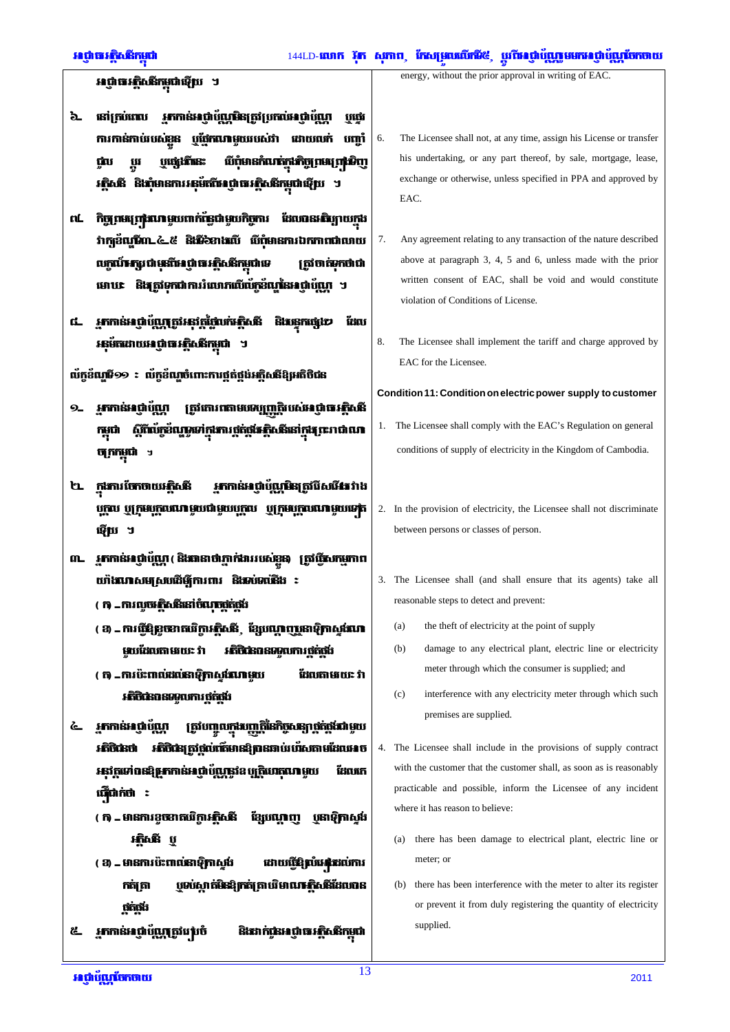អាជ្ញាធរអគ្គិសនីកម្ពុជាជាមុន ។

៦. នៅគ្រប់ពេល អ្នកកាន់អាជ្ញាប័ណ្ណមិនត្រូវប្រគល់អាជ្ញាប័ណ្ណ ឬផ្ទេរការកាន់កាប់របស់ខ្លួន ឬផ្នែកណាមួយរបស់វា ដោយលក់ បញ្ចាំ ជួល ឬ ឬផ្ទេរផ្សេងទៀត បើពុំមានកំណត់ក្នុងកិច្ចព្រមព្រៀងទិញអគ្គិសនី និងពុំមានការអនុម័តពីអាជ្ញាធរអគ្គិសនីកម្ពុជាជាមុន ។

៧. កិច្ចព្រមព្រៀងណាមួយពាក់ព័ន្ធជាមួយកិច្ចការ ដែលបានរៀបរាប់ក្នុងវាក្យខ័ណ្ឌទី៣-៤-៥ និងទី៦ខាងលើ បើពុំមានការឯកភាពជាលាយលក្ខណ៍អក្សរជាមុនពីអាជ្ញាធរអគ្គិសនីកម្ពុជាទេ ត្រូវចាត់ទុកជាមោឃៈ និងត្រូវចាត់ទុកជាការរំលោភលើល័ក្ខខ័ណ្ឌនៃអាជ្ញាប័ណ្ណ ។

៨. អ្នកកាន់អាជ្ញាប័ណ្ណត្រូវអនុវត្តថ្លៃលក់អគ្គិសនី និងសេវាផ្សេងៗ ដែលអនុម័តដោយអាជ្ញាធរអគ្គិសនីកម្ពុជា ។

**ល័ក្ខខ័ណ្ឌទី១១ ៖ ល័ក្ខខ័ណ្ឌចំពោះការផ្គត់ផ្គង់អគ្គិសនីឱ្យអតិថិជន**

១. អ្នកកាន់អាជ្ញាប័ណ្ណ ត្រូវគោរពតាមបទបញ្ញត្តិរបស់អាជ្ញាធរអគ្គិសនីកម្ពុជា ស្តីពីល័ក្ខខ័ណ្ឌទូទៅក្នុងការផ្គត់ផ្គង់អគ្គិសនីនៅក្នុងព្រះរាជាណាចក្រកម្ពុជា ។

២. ក្នុងការចែកចាយអគ្គិសនី អ្នកកាន់អាជ្ញាប័ណ្ណមិនត្រូវរើសអើងរវាងបុគ្គល ឬក្រុមបុគ្គលណាមួយជាមួយបុគ្គល ឬក្រុមបុគ្គលណាមួយផ្សេងទៀតឡើយ ។

៣. អ្នកកាន់អាជ្ញាប័ណ្ណ (និងធានាថាភ្នាក់ងាររបស់ខ្លួន) ត្រូវធ្វើសកម្មភាពយ៉ាងណាសមស្របដើម្បីការពារ និងរកឱ្យឃើញ ៖

(ក) -ការលួចអគ្គិសនីនៅចំណុចផ្គត់ផ្គង់

(ខ) -ការធ្វើឱ្យខូចខាតដល់រោងចក្រអគ្គិសនី ខ្សែបណ្តាញ ឬនាឡិកាស្ទង់ណាមួយដែលតាមរយៈវា អតិថិជនទទួលការផ្គត់ផ្គង់

(គ) -ការប៉ះពាល់ដល់នាឡិកាស្ទង់ណាមួយ ដែលតាមរយៈវា អតិថិជនទទួលការផ្គត់ផ្គង់

៤. អ្នកកាន់អាជ្ញាប័ណ្ណ ត្រូវបញ្ចូលក្នុងបញ្ញត្តិនៃកិច្ចសន្យាផ្គត់ផ្គង់ជាមួយអតិថិជនថា អតិថិជនត្រូវផ្តល់ព័ត៌មានឱ្យបានឆាប់បំផុតតាមដែលអាចធ្វើទៅបានដល់អ្នកកាន់អាជ្ញាប័ណ្ណនូវឧប្បត្តិហេតុណាមួយ ដែលគេជឿជាក់ថា ៖

(ក) -មានការខូចខាតរោងចក្រអគ្គិសនី ខ្សែបណ្តាញ ឬនាឡិកាស្ទង់អគ្គិសនី ឬ

(ខ) -មានការប៉ះពាល់នាឡិកាស្ទង់ ដោយធ្វើឱ្យប្រែប្រួលការកត់ត្រា ឬរារាំងមិនឱ្យកត់ត្រាបរិមាណអគ្គិសនីដែលបានផ្គត់ផ្គង់

៥. អ្នកកាន់អាជ្ញាប័ណ្ណត្រូវរៀបចំ និងដាក់ជូនអាជ្ញាធរអគ្គិសនីកម្ពុជា

energy, without the prior approval in writing of EAC.

6. The Licensee shall not, at any time, assign his License or transfer his undertaking, or any part thereof, by sale, mortgage, lease, exchange or otherwise, unless specified in PPA and approved by EAC.

7. Any agreement relating to any transaction of the nature described above at paragraph 3, 4, 5 and 6, unless made with the prior written consent of EAC, shall be void and would constitute violation of Conditions of License.

8. The Licensee shall implement the tariff and charge approved by EAC for the Licensee.

**Condition 11: Condition on electric power supply to customer**

1. The Licensee shall comply with the EAC's Regulation on general conditions of supply of electricity in the Kingdom of Cambodia.

2. In the provision of electricity, the Licensee shall not discriminate between persons or classes of person.

3. The Licensee shall (and shall ensure that its agents) take all reasonable steps to detect and prevent:

(a) the theft of electricity at the point of supply

(b) damage to any electrical plant, electric line or electricity meter through which the consumer is supplied; and

(c) interference with any electricity meter through which such premises are supplied.

4. The Licensee shall include in the provisions of supply contract with the customer that the customer shall, as soon as is reasonably practicable and possible, inform the Licensee of any incident where it has reason to believe:

(a) there has been damage to electrical plant, electric line or meter; or

(b) there has been interference with the meter to alter its register or prevent it from duly registering the quantity of electricity supplied.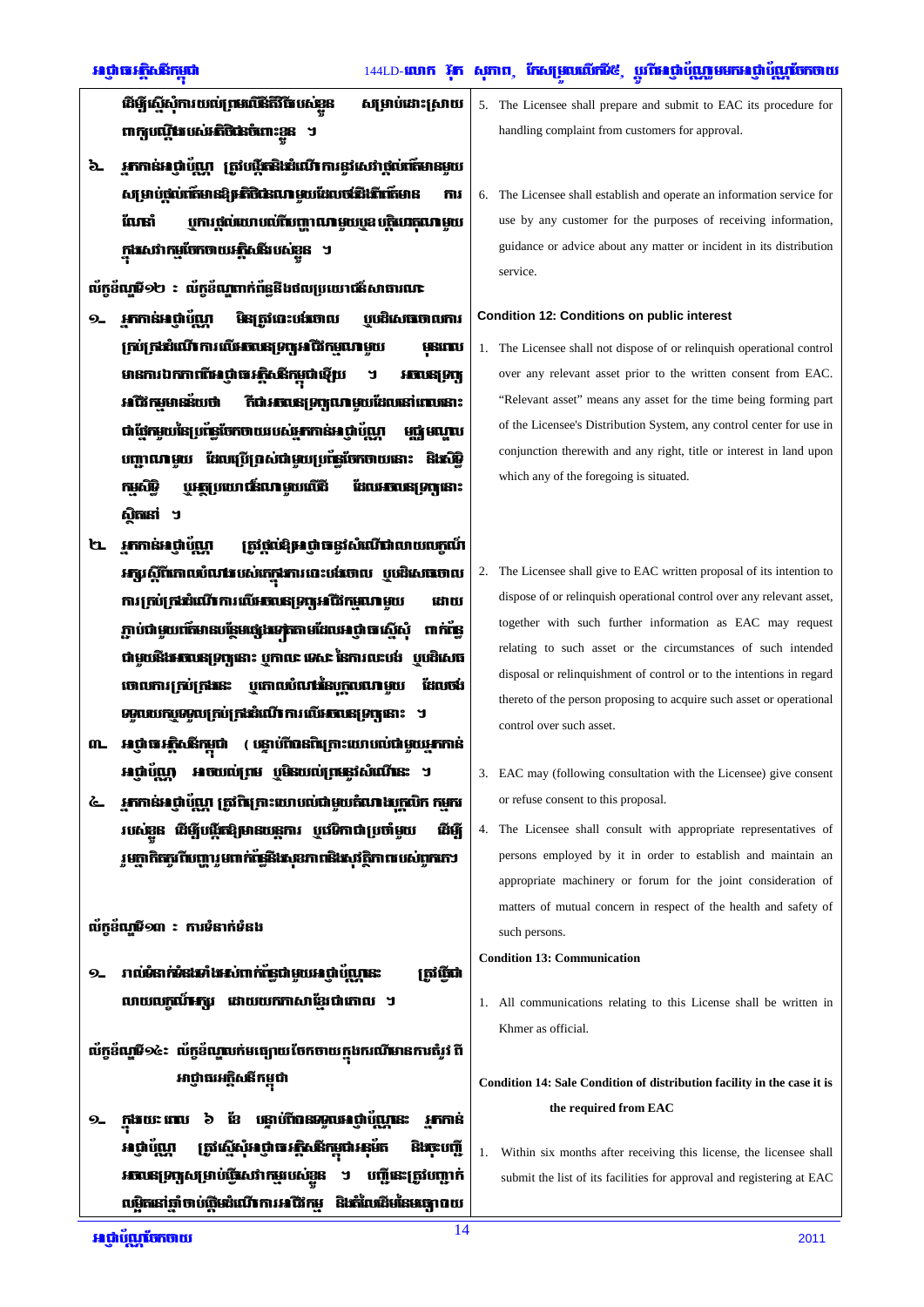ដើម្បីស្នើសុំការយល់ព្រមពីនីតិវិធីរបស់ខ្លួន សម្រាប់ដោះស្រាយពាក្យបណ្តឹងរបស់អតិថិជនចំពោះខ្លួន ។

៦. អ្នកកាន់អាជ្ញាប័ណ្ណ ត្រូវបង្កើតនិងដំណើរការនូវសេវាផ្តល់ព័ត៌មានមួយ សម្រាប់ផ្តល់ព័ត៌មានឱ្យអតិថិជនណាមួយដែលចង់ដឹងព័ត៌មាន ការណែនាំ ឬការផ្តល់យោបល់ពីបញ្ហាណាមួយឬឧប្បត្តិហេតុណាមួយ ក្នុងសេវាកម្មចែកចាយអគ្គិសនីរបស់ខ្លួន ។

5. The Licensee shall prepare and submit to EAC its procedure for handling complaint from customers for approval.

6. The Licensee shall establish and operate an information service for use by any customer for the purposes of receiving information, guidance or advice about any matter or incident in its distribution service.

**លក្ខខណ្ឌទី១២ ៖ លក្ខខណ្ឌពាក់ព័ន្ធនឹងផលប្រយោជន៍សាធារណៈ**

១. អ្នកកាន់អាជ្ញាប័ណ្ណ មិនត្រូវបោះបង់ចោល ឬបដិសេធចោលការគ្រប់គ្រងដំណើរការលើទ្រព្យសម្បត្តិអាជីវកម្មណាមួយ មុនពេលមានការឯកភាពពីអាជ្ញាធរអគ្គិសនីកម្ពុជាជាមុន ។ ទ្រព្យសម្បត្តិអាជីវកម្មមានន័យថា គឺជាទ្រព្យសម្បត្តិណាមួយដែលនៅពេលនោះជាផ្នែកមួយនៃប្រព័ន្ធចែកចាយរបស់អ្នកកាន់អាជ្ញាប័ណ្ណ មជ្ឈមណ្ឌលបញ្ជាណាមួយ ដែលប្រើប្រាស់ជាមួយប្រព័ន្ធចែកចាយនោះ និងសិទ្ធិកម្មសិទ្ធិ ឬផលប្រយោជន៍ណាមួយលើដី ដែលទ្រព្យសម្បត្តិនោះស្ថិតនៅ ។

២. អ្នកកាន់អាជ្ញាប័ណ្ណ ត្រូវផ្តល់ឱ្យអាជ្ញាធរនូវសំណើជាលាយលក្ខណ៍អក្សរស្តីពីគោលបំណងរបស់ខ្លួនក្នុងការបោះបង់ចោល ឬបដិសេធចោលការគ្រប់គ្រងដំណើរការលើទ្រព្យសម្បត្តិអាជីវកម្មណាមួយ ដោយភ្ជាប់ជាមួយព័ត៌មានបន្ថែមផ្សេងទៀតតាមដែលអាជ្ញាធរស្នើសុំ ពាក់ព័ន្ធជាមួយនឹងទ្រព្យសម្បត្តិនោះ ឬកាលៈទេសៈនៃការបោះបង់ ឬបដិសេធចោលការគ្រប់គ្រងនេះ ឬគោលបំណងនៃបុគ្គលណាមួយ ដែលចង់ទិញយកឬទទួលគ្រប់គ្រងដំណើរការលើទ្រព្យសម្បត្តិនោះ ។

៣. អាជ្ញាធរអគ្គិសនីកម្ពុជា (បន្ទាប់ពីបានពិគ្រោះយោបល់ជាមួយអ្នកកាន់អាជ្ញាប័ណ្ណ) អាចយល់ព្រម ឬមិនយល់ព្រមនូវសំណើនេះ ។

៤. អ្នកកាន់អាជ្ញាប័ណ្ណ ត្រូវពិគ្រោះយោបល់ជាមួយតំណាងបុគ្គលិក កម្មកររបស់ខ្លួន ដើម្បីបង្កើតឱ្យមានយន្តការ ឬវេទិកាជាប្រចាំមួយ ដើម្បីរួមគ្នាពិភាក្សាពីបញ្ហារួមពាក់ព័ន្ធនឹងសុខភាពនិងសុវត្ថិភាពរបស់ពួកគេ។

**Condition 12: Conditions on public interest**

1. The Licensee shall not dispose of or relinquish operational control over any relevant asset prior to the written consent from EAC. "Relevant asset" means any asset for the time being forming part of the Licensee's Distribution System, any control center for use in conjunction therewith and any right, title or interest in land upon which any of the foregoing is situated.

2. The Licensee shall give to EAC written proposal of its intention to dispose of or relinquish operational control over any relevant asset, together with such further information as EAC may request relating to such asset or the circumstances of such intended disposal or relinquishment of control or to the intentions in regard thereto of the person proposing to acquire such asset or operational control over such asset.

3. EAC may (following consultation with the Licensee) give consent or refuse consent to this proposal.

4. The Licensee shall consult with appropriate representatives of persons employed by it in order to establish and maintain an appropriate machinery or forum for the joint consideration of matters of mutual concern in respect of the health and safety of such persons.

**លក្ខខណ្ឌទី១៣ ៖ ការទំនាក់ទំនង**

១. រាល់ទំនាក់ទំនងទាំងអស់ពាក់ព័ន្ធជាមួយអាជ្ញាប័ណ្ណនេះ ត្រូវធ្វើជាលាយលក្ខណ៍អក្សរ ដោយយកភាសាខ្មែរជាគោល ។

**Condition 13: Communication**

1. All communications relating to this License shall be written in Khmer as official.

**លក្ខខណ្ឌទី១៤៖ លក្ខខណ្ឌលក់មធ្យោបាយចែកចាយក្នុងករណីមានការតម្រូវពីអាជ្ញាធរអគ្គិសនីកម្ពុជា**

១. ក្នុងរយៈពេល ៦ ខែ បន្ទាប់ពីបានទទួលអាជ្ញាប័ណ្ណនេះ អ្នកកាន់អាជ្ញាប័ណ្ណ ត្រូវស្នើសុំអាជ្ញាធរអគ្គិសនីកម្ពុជាអនុម័ត និងចុះបញ្ជីទ្រព្យសម្បត្តិសម្រាប់ធ្វើសេវាកម្មរបស់ខ្លួន ។ បញ្ជីនេះត្រូវបញ្ជាក់តម្លៃដើមនៅឆ្នាំចាប់ផ្តើមដំណើរការអាជីវកម្ម និងតំលៃដើមនៃមធ្យោបាយ

**Condition 14: Sale Condition of distribution facility in the case it is the required from EAC**

1. Within six months after receiving this license, the licensee shall submit the list of its facilities for approval and registering at EAC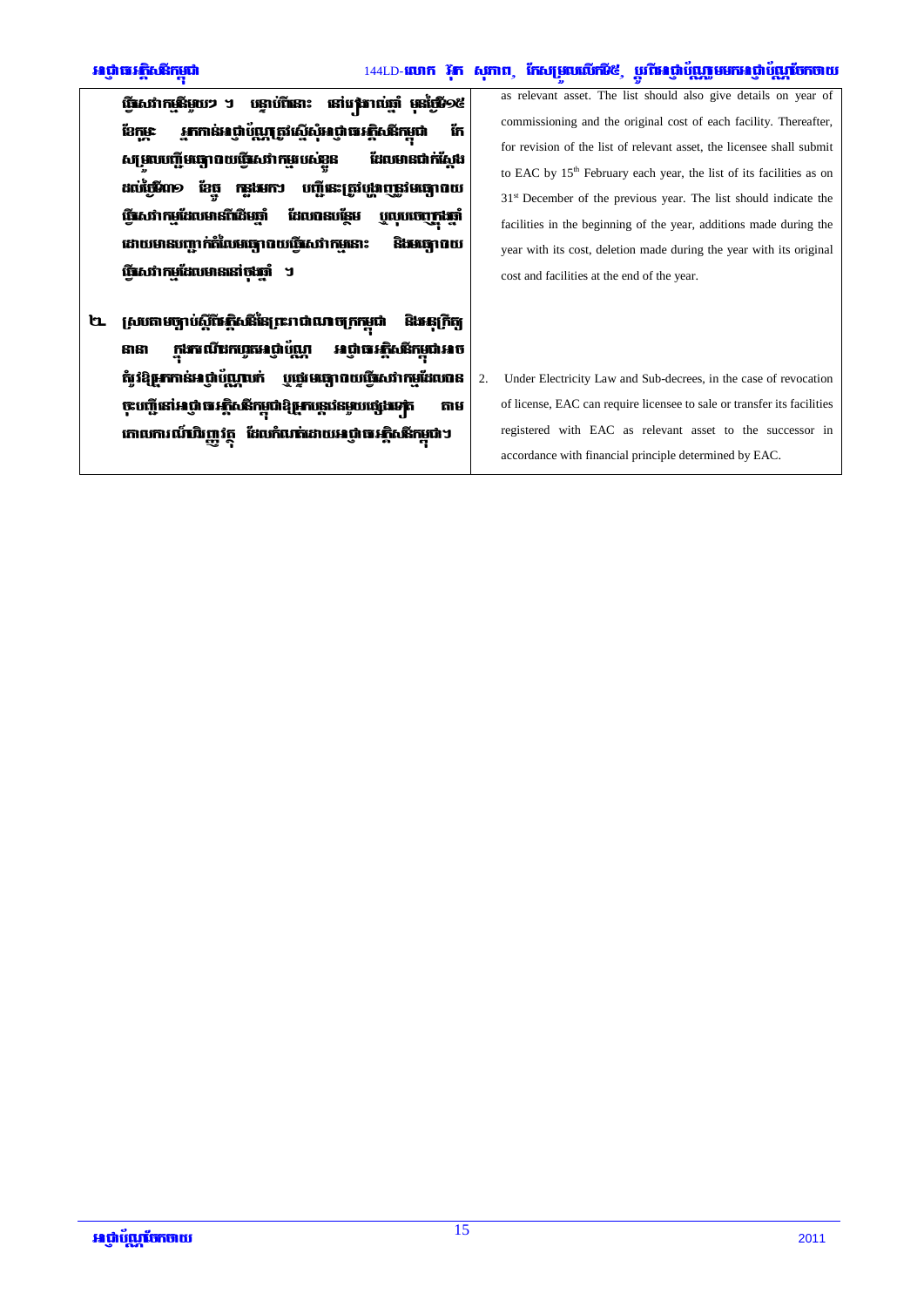ធ្វើសាកម្មនីមួយៗ ។ បន្ទាប់ពីនោះ នៅរៀងរាល់ឆ្នាំ មុនថ្ងៃទី១៥ ខែកុម្ភៈ អ្នកកាន់អាជ្ញាប័ណ្ណត្រូវស្នើសុំអាជ្ញាធរអគ្គិសនីកម្ពុជា កែសម្រួលបញ្ជីមធ្យោបាយធ្វើសាកម្មរបស់ខ្លួន ដែលមានជាក់ស្តែងដល់ថ្ងៃទី៣១ ខែធ្នូ កន្លងមក។ បញ្ជីនេះត្រូវបង្ហាញនូវមធ្យោបាយធ្វើសាកម្មដែលមាននៅដើមឆ្នាំ ដែលបានបន្ថែម ឬលុបចេញក្នុងឆ្នាំ ដោយមានបញ្ជាក់តម្លៃមធ្យោបាយធ្វើសាកម្មនោះ និងមធ្យោបាយធ្វើសាកម្មដែលមាននៅចុងឆ្នាំ ។

as relevant asset. The list should also give details on year of commissioning and the original cost of each facility. Thereafter, for revision of the list of relevant asset, the licensee shall submit to EAC by 15th February each year, the list of its facilities as on 31st December of the previous year. The list should indicate the facilities in the beginning of the year, additions made during the year with its cost, deletion made during the year with its original cost and facilities at the end of the year.

២. ស្របតាមច្បាប់ស្តីពីអគ្គិសនីនៃព្រះរាជាណាចក្រកម្ពុជា និងអនុក្រឹត្យនានា ក្នុងករណីដកហូតអាជ្ញាប័ណ្ណ អាជ្ញាធរអគ្គិសនីកម្ពុជាអាចតម្រូវឱ្យអ្នកកាន់អាជ្ញាប័ណ្ណលក់ ឬផ្ទេរមធ្យោបាយធ្វើសាកម្មដែលបានចុះបញ្ជីនៅអាជ្ញាធរអគ្គិសនីកម្ពុជាឱ្យអ្នកបន្តវេនមួយផ្សេងទៀត តាមគោលការណ៍ហិរញ្ញវត្ថុ ដែលកំណត់ដោយអាជ្ញាធរអគ្គិសនីកម្ពុជា។

2. Under Electricity Law and Sub-decrees, in the case of revocation of license, EAC can require licensee to sale or transfer its facilities registered with EAC as relevant asset to the successor in accordance with financial principle determined by EAC.